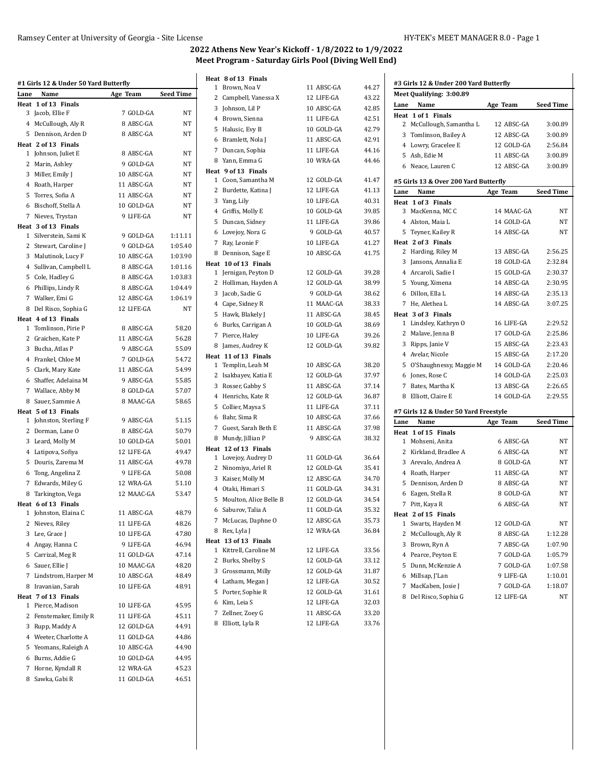## 2022 Athens New Year's Kickoff - 1/8/2022 to 1/9/2022
### Meet Program - Saturday Girls Pool (Diving Well End)

#### #1 Girls 12 & Under 50 Yard Butterfly

| Lane | Name | Age | Team | Seed Time |
|---|---|---|---|---|
| **Heat 1 of 13 Finals** | | | | |
| 3 | Jacob, Ellie F | 7 | GOLD-GA | NT |
| 4 | McCullough, Aly R | 8 | ABSC-GA | NT |
| 5 | Dennison, Arden D | 8 | ABSC-GA | NT |
| **Heat 2 of 13 Finals** | | | | |
| 1 | Johnson, Juliet E | 8 | ABSC-GA | NT |
| 2 | Marin, Ashley | 9 | GOLD-GA | NT |
| 3 | Miller, Emily J | 10 | ABSC-GA | NT |
| 4 | Roath, Harper | 11 | ABSC-GA | NT |
| 5 | Torres, Sofia A | 11 | ABSC-GA | NT |
| 6 | Bischoff, Stella A | 10 | GOLD-GA | NT |
| 7 | Nieves, Trystan | 9 | LIFE-GA | NT |
| **Heat 3 of 13 Finals** | | | | |
| 1 | Silverstein, Sami K | 9 | GOLD-GA | 1:11.11 |
| 2 | Stewart, Caroline J | 9 | GOLD-GA | 1:05.40 |
| 3 | Malutinok, Lucy F | 10 | ABSC-GA | 1:03.90 |
| 4 | Sullivan, Campbell L | 8 | ABSC-GA | 1:01.16 |
| 5 | Cole, Hadley G | 8 | ABSC-GA | 1:03.83 |
| 6 | Phillips, Lindy R | 8 | ABSC-GA | 1:04.49 |
| 7 | Walker, Emi G | 12 | ABSC-GA | 1:06.19 |
| 8 | Del Risco, Sophia G | 12 | LIFE-GA | NT |
| **Heat 4 of 13 Finals** | | | | |
| 1 | Tomlinson, Pirie P | 8 | ABSC-GA | 58.20 |
| 2 | Graichen, Kate P | 11 | ABSC-GA | 56.28 |
| 3 | Bucha, Atlas P | 9 | ABSC-GA | 55.09 |
| 4 | Frankel, Chloe M | 7 | GOLD-GA | 54.72 |
| 5 | Clark, Mary Kate | 11 | ABSC-GA | 54.99 |
| 6 | Shaffer, Adelaina M | 9 | ABSC-GA | 55.85 |
| 7 | Wallace, Abby M | 8 | GOLD-GA | 57.07 |
| 8 | Sauer, Sammie A | 8 | MAAC-GA | 58.65 |
| **Heat 5 of 13 Finals** | | | | |
| 1 | Johnston, Sterling F | 9 | ABSC-GA | 51.15 |
| 2 | Dorman, Lane O | 8 | ABSC-GA | 50.79 |
| 3 | Leard, Molly M | 10 | GOLD-GA | 50.01 |
| 4 | Latipova, Sofiya | 12 | LIFE-GA | 49.47 |
| 5 | Douris, Zarema M | 11 | ABSC-GA | 49.78 |
| 6 | Tong, Angelina Z | 9 | LIFE-GA | 50.08 |
| 7 | Edwards, Miley G | 12 | WRA-GA | 51.10 |
| 8 | Tarkington, Vega | 12 | MAAC-GA | 53.47 |
| **Heat 6 of 13 Finals** | | | | |
| 1 | Johnston, Elaina C | 11 | ABSC-GA | 48.79 |
| 2 | Nieves, Riley | 11 | LIFE-GA | 48.26 |
| 3 | Lee, Grace J | 10 | LIFE-GA | 47.80 |
| 4 | Angay, Hanna C | 9 | LIFE-GA | 46.94 |
| 5 | Carrizal, Meg R | 11 | GOLD-GA | 47.14 |
| 6 | Sauer, Ellie J | 10 | MAAC-GA | 48.20 |
| 7 | Lindstrom, Harper M | 10 | ABSC-GA | 48.49 |
| 8 | Iravanian, Sarah | 10 | LIFE-GA | 48.91 |
| **Heat 7 of 13 Finals** | | | | |
| 1 | Pierce, Madison | 10 | LIFE-GA | 45.95 |
| 2 | Fenstemaker, Emily R | 11 | LIFE-GA | 45.11 |
| 3 | Rupp, Maddy A | 12 | GOLD-GA | 44.91 |
| 4 | Weeter, Charlotte A | 11 | GOLD-GA | 44.86 |
| 5 | Yeomans, Raleigh A | 10 | ABSC-GA | 44.90 |
| 6 | Burns, Addie G | 10 | GOLD-GA | 44.95 |
| 7 | Horne, Kyndall R | 12 | WRA-GA | 45.23 |
| 8 | Sawka, Gabi R | 11 | GOLD-GA | 46.51 |
| **Heat 8 of 13 Finals** | | | | |
| 1 | Brown, Noa V | 11 | ABSC-GA | 44.27 |
| 2 | Campbell, Vanessa X | 12 | LIFE-GA | 43.22 |
| 3 | Johnson, Lil P | 10 | ABSC-GA | 42.85 |
| 4 | Brown, Sienna | 11 | LIFE-GA | 42.51 |
| 5 | Halusic, Evy B | 10 | GOLD-GA | 42.79 |
| 6 | Bramlett, Nola J | 11 | ABSC-GA | 42.91 |
| 7 | Duncan, Sophia | 11 | LIFE-GA | 44.16 |
| 8 | Yann, Emma G | 10 | WRA-GA | 44.46 |
| **Heat 9 of 13 Finals** | | | | |
| 1 | Coon, Samantha M | 12 | GOLD-GA | 41.47 |
| 2 | Burdette, Katina J | 12 | LIFE-GA | 41.13 |
| 3 | Yang, Lily | 10 | LIFE-GA | 40.31 |
| 4 | Griffis, Molly E | 10 | GOLD-GA | 39.85 |
| 5 | Duncan, Sidney | 11 | LIFE-GA | 39.86 |
| 6 | Lovejoy, Nora G | 9 | GOLD-GA | 40.57 |
| 7 | Ray, Leonie F | 10 | LIFE-GA | 41.27 |
| 8 | Dennison, Sage E | 10 | ABSC-GA | 41.75 |
| **Heat 10 of 13 Finals** | | | | |
| 1 | Jernigan, Peyton D | 12 | GOLD-GA | 39.28 |
| 2 | Holliman, Hayden A | 12 | GOLD-GA | 38.99 |
| 3 | Jacob, Sadie G | 9 | GOLD-GA | 38.62 |
| 4 | Cape, Sidney R | 11 | MAAC-GA | 38.33 |
| 5 | Hawk, Blakely J | 11 | ABSC-GA | 38.45 |
| 6 | Burks, Carrigan A | 10 | GOLD-GA | 38.69 |
| 7 | Pierce, Haley | 10 | LIFE-GA | 39.26 |
| 8 | James, Audrey K | 12 | GOLD-GA | 39.82 |
| **Heat 11 of 13 Finals** | | | | |
| 1 | Templin, Leah M | 10 | ABSC-GA | 38.20 |
| 2 | Isakbayev, Katia E | 12 | GOLD-GA | 37.97 |
| 3 | Rosser, Gabby S | 11 | ABSC-GA | 37.14 |
| 4 | Henrichs, Kate R | 12 | GOLD-GA | 36.87 |
| 5 | Collier, Maysa S | 11 | LIFE-GA | 37.11 |
| 6 | Bahr, Sima R | 10 | ABSC-GA | 37.66 |
| 7 | Guest, Sarah Beth E | 11 | ABSC-GA | 37.98 |
| 8 | Mundy, Jillian P | 9 | ABSC-GA | 38.32 |
| **Heat 12 of 13 Finals** | | | | |
| 1 | Lovejoy, Audrey D | 11 | GOLD-GA | 36.64 |
| 2 | Ninomiya, Ariel R | 12 | GOLD-GA | 35.41 |
| 3 | Kaiser, Molly M | 12 | ABSC-GA | 34.70 |
| 4 | Otaki, Himari S | 11 | GOLD-GA | 34.31 |
| 5 | Moulton, Alice Belle B | 12 | GOLD-GA | 34.54 |
| 6 | Saburov, Talia A | 11 | GOLD-GA | 35.32 |
| 7 | McLucas, Daphne O | 12 | ABSC-GA | 35.73 |
| 8 | Rex, Lyla J | 12 | WRA-GA | 36.84 |
| **Heat 13 of 13 Finals** | | | | |
| 1 | Kittrell, Caroline M | 12 | LIFE-GA | 33.56 |
| 2 | Burks, Shelby S | 12 | GOLD-GA | 33.12 |
| 3 | Grossmann, Milly | 12 | GOLD-GA | 31.87 |
| 4 | Latham, Megan J | 12 | LIFE-GA | 30.52 |
| 5 | Porter, Sophie R | 12 | GOLD-GA | 31.61 |
| 6 | Kim, Leia S | 12 | LIFE-GA | 32.03 |
| 7 | Zellner, Zoey G | 11 | ABSC-GA | 33.20 |
| 8 | Elliott, Lyla R | 12 | LIFE-GA | 33.76 |

#### #3 Girls 12 & Under 200 Yard Butterfly

**Meet Qualifying: 3:00.89**

| Lane | Name | Age | Team | Seed Time |
|---|---|---|---|---|
| **Heat 1 of 1 Finals** | | | | |
| 2 | McCullough, Samantha L | 12 | ABSC-GA | 3:00.89 |
| 3 | Tomlinson, Bailey A | 12 | ABSC-GA | 3:00.89 |
| 4 | Lowry, Gracelee E | 12 | GOLD-GA | 2:56.84 |
| 5 | Ash, Edie M | 11 | ABSC-GA | 3:00.89 |
| 6 | Neace, Lauren C | 12 | ABSC-GA | 3:00.89 |

#### #5 Girls 13 & Over 200 Yard Butterfly

| Lane | Name | Age | Team | Seed Time |
|---|---|---|---|---|
| **Heat 1 of 3 Finals** | | | | |
| 3 | MacKenna, MC C | 14 | MAAC-GA | NT |
| 4 | Alston, Maia L | 14 | GOLD-GA | NT |
| 5 | Teyner, Kailey R | 14 | ABSC-GA | NT |
| **Heat 2 of 3 Finals** | | | | |
| 2 | Harding, Riley M | 13 | ABSC-GA | 2:56.25 |
| 3 | Jansons, Annalia E | 18 | GOLD-GA | 2:32.84 |
| 4 | Arcaroli, Sadie I | 15 | GOLD-GA | 2:30.37 |
| 5 | Young, Ximena | 14 | ABSC-GA | 2:30.95 |
| 6 | Dillon, Ella L | 14 | ABSC-GA | 2:35.13 |
| 7 | He, Alethea L | 14 | ABSC-GA | 3:07.25 |
| **Heat 3 of 3 Finals** | | | | |
| 1 | Lindsley, Kathryn O | 16 | LIFE-GA | 2:29.52 |
| 2 | Malave, Jenna B | 17 | GOLD-GA | 2:25.86 |
| 3 | Ripps, Janie V | 15 | ABSC-GA | 2:23.43 |
| 4 | Avelar, Nicole | 15 | ABSC-GA | 2:17.20 |
| 5 | O'Shaughnessy, Maggie M | 14 | GOLD-GA | 2:20.46 |
| 6 | Jones, Rose C | 14 | GOLD-GA | 2:25.03 |
| 7 | Bates, Martha K | 13 | ABSC-GA | 2:26.65 |
| 8 | Elliott, Claire E | 14 | GOLD-GA | 2:29.55 |

#### #7 Girls 12 & Under 50 Yard Freestyle

| Lane | Name | Age | Team | Seed Time |
|---|---|---|---|---|
| **Heat 1 of 15 Finals** | | | | |
| 1 | Mohseni, Anita | 6 | ABSC-GA | NT |
| 2 | Kirkland, Bradlee A | 6 | ABSC-GA | NT |
| 3 | Arevalo, Andrea A | 8 | GOLD-GA | NT |
| 4 | Roath, Harper | 11 | ABSC-GA | NT |
| 5 | Dennison, Arden D | 8 | ABSC-GA | NT |
| 6 | Eagen, Stella R | 8 | GOLD-GA | NT |
| 7 | Pitt, Kaya R | 6 | ABSC-GA | NT |
| **Heat 2 of 15 Finals** | | | | |
| 1 | Swarts, Hayden M | 12 | GOLD-GA | NT |
| 2 | McCullough, Aly R | 8 | ABSC-GA | 1:12.28 |
| 3 | Brown, Ryn A | 7 | ABSC-GA | 1:07.90 |
| 4 | Pearce, Peyton E | 7 | GOLD-GA | 1:05.79 |
| 5 | Dunn, McKenzie A | 7 | GOLD-GA | 1:07.58 |
| 6 | Millsap, J'Lan | 9 | LIFE-GA | 1:10.01 |
| 7 | MacKaben, Josie J | 7 | GOLD-GA | 1:18.07 |
| 8 | Del Risco, Sophia G | 12 | LIFE-GA | NT |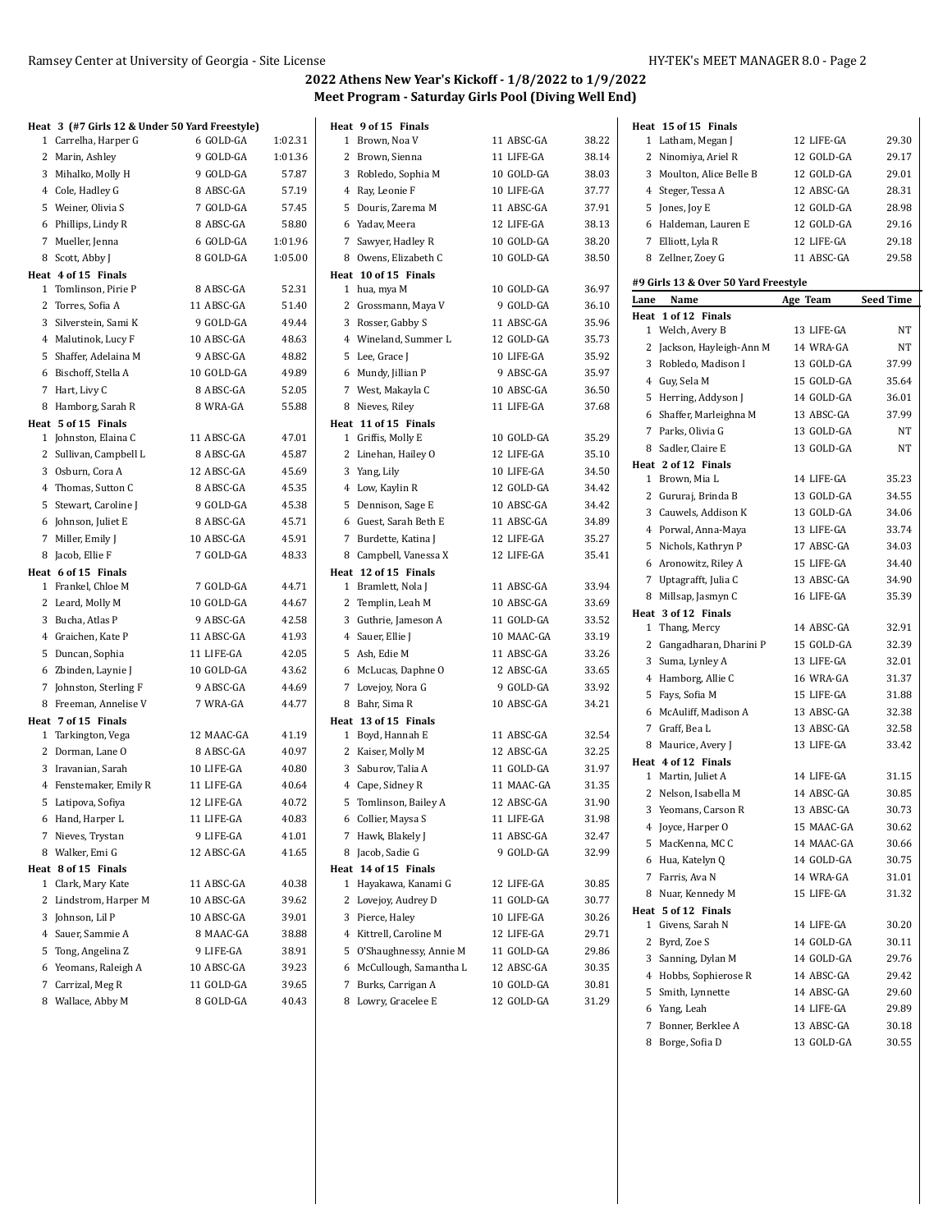## 2022 Athens New Year's Kickoff - 1/8/2022 to 1/9/2022
### Meet Program - Saturday Girls Pool (Diving Well End)

**Heat 3 (#7 Girls 12 & Under 50 Yard Freestyle)**

| Lane | Name | Age | Team | Seed Time |
|---|---|---|---|---|
| 1 | Carrelha, Harper G | 6 | GOLD-GA | 1:02.31 |
| 2 | Marin, Ashley | 9 | GOLD-GA | 1:01.36 |
| 3 | Mihalko, Molly H | 9 | GOLD-GA | 57.87 |
| 4 | Cole, Hadley G | 8 | ABSC-GA | 57.19 |
| 5 | Weiner, Olivia S | 7 | GOLD-GA | 57.45 |
| 6 | Phillips, Lindy R | 8 | ABSC-GA | 58.80 |
| 7 | Mueller, Jenna | 6 | GOLD-GA | 1:01.96 |
| 8 | Scott, Abby J | 8 | GOLD-GA | 1:05.00 |

**Heat 4 of 15 Finals**

| Lane | Name | Age | Team | Seed Time |
|---|---|---|---|---|
| 1 | Tomlinson, Pirie P | 8 | ABSC-GA | 52.31 |
| 2 | Torres, Sofia A | 11 | ABSC-GA | 51.40 |
| 3 | Silverstein, Sami K | 9 | GOLD-GA | 49.44 |
| 4 | Malutinok, Lucy F | 10 | ABSC-GA | 48.63 |
| 5 | Shaffer, Adelaina M | 9 | ABSC-GA | 48.82 |
| 6 | Bischoff, Stella A | 10 | GOLD-GA | 49.89 |
| 7 | Hart, Livy C | 8 | ABSC-GA | 52.05 |
| 8 | Hamborg, Sarah R | 8 | WRA-GA | 55.88 |

**Heat 5 of 15 Finals**

| Lane | Name | Age | Team | Seed Time |
|---|---|---|---|---|
| 1 | Johnston, Elaina C | 11 | ABSC-GA | 47.01 |
| 2 | Sullivan, Campbell L | 8 | ABSC-GA | 45.87 |
| 3 | Osburn, Cora A | 12 | ABSC-GA | 45.69 |
| 4 | Thomas, Sutton C | 8 | ABSC-GA | 45.35 |
| 5 | Stewart, Caroline J | 9 | GOLD-GA | 45.38 |
| 6 | Johnson, Juliet E | 8 | ABSC-GA | 45.71 |
| 7 | Miller, Emily J | 10 | ABSC-GA | 45.91 |
| 8 | Jacob, Ellie F | 7 | GOLD-GA | 48.33 |

**Heat 6 of 15 Finals**

| Lane | Name | Age | Team | Seed Time |
|---|---|---|---|---|
| 1 | Frankel, Chloe M | 7 | GOLD-GA | 44.71 |
| 2 | Leard, Molly M | 10 | GOLD-GA | 44.67 |
| 3 | Bucha, Atlas P | 9 | ABSC-GA | 42.58 |
| 4 | Graichen, Kate P | 11 | ABSC-GA | 41.93 |
| 5 | Duncan, Sophia | 11 | LIFE-GA | 42.05 |
| 6 | Zbinden, Laynie J | 10 | GOLD-GA | 43.62 |
| 7 | Johnston, Sterling F | 9 | ABSC-GA | 44.69 |
| 8 | Freeman, Annelise V | 7 | WRA-GA | 44.77 |

**Heat 7 of 15 Finals**

| Lane | Name | Age | Team | Seed Time |
|---|---|---|---|---|
| 1 | Tarkington, Vega | 12 | MAAC-GA | 41.19 |
| 2 | Dorman, Lane O | 8 | ABSC-GA | 40.97 |
| 3 | Iravanian, Sarah | 10 | LIFE-GA | 40.80 |
| 4 | Fenstemaker, Emily R | 11 | LIFE-GA | 40.64 |
| 5 | Latipova, Sofiya | 12 | LIFE-GA | 40.72 |
| 6 | Hand, Harper L | 11 | LIFE-GA | 40.83 |
| 7 | Nieves, Trystan | 9 | LIFE-GA | 41.01 |
| 8 | Walker, Emi G | 12 | ABSC-GA | 41.65 |

**Heat 8 of 15 Finals**

| Lane | Name | Age | Team | Seed Time |
|---|---|---|---|---|
| 1 | Clark, Mary Kate | 11 | ABSC-GA | 40.38 |
| 2 | Lindstrom, Harper M | 10 | ABSC-GA | 39.62 |
| 3 | Johnson, Lil P | 10 | ABSC-GA | 39.01 |
| 4 | Sauer, Sammie A | 8 | MAAC-GA | 38.88 |
| 5 | Tong, Angelina Z | 9 | LIFE-GA | 38.91 |
| 6 | Yeomans, Raleigh A | 10 | ABSC-GA | 39.23 |
| 7 | Carrizal, Meg R | 11 | GOLD-GA | 39.65 |
| 8 | Wallace, Abby M | 8 | GOLD-GA | 40.43 |

**Heat 9 of 15 Finals**

| Lane | Name | Age | Team | Seed Time |
|---|---|---|---|---|
| 1 | Brown, Noa V | 11 | ABSC-GA | 38.22 |
| 2 | Brown, Sienna | 11 | LIFE-GA | 38.14 |
| 3 | Robledo, Sophia M | 10 | GOLD-GA | 38.03 |
| 4 | Ray, Leonie F | 10 | LIFE-GA | 37.77 |
| 5 | Douris, Zarema M | 11 | ABSC-GA | 37.91 |
| 6 | Yadav, Meera | 12 | LIFE-GA | 38.13 |
| 7 | Sawyer, Hadley R | 10 | GOLD-GA | 38.20 |
| 8 | Owens, Elizabeth C | 10 | GOLD-GA | 38.50 |

**Heat 10 of 15 Finals**

| Lane | Name | Age | Team | Seed Time |
|---|---|---|---|---|
| 1 | hua, mya M | 10 | GOLD-GA | 36.97 |
| 2 | Grossmann, Maya V | 9 | GOLD-GA | 36.10 |
| 3 | Rosser, Gabby S | 11 | ABSC-GA | 35.96 |
| 4 | Wineland, Summer L | 12 | GOLD-GA | 35.73 |
| 5 | Lee, Grace J | 10 | LIFE-GA | 35.92 |
| 6 | Mundy, Jillian P | 9 | ABSC-GA | 35.97 |
| 7 | West, Makayla C | 10 | ABSC-GA | 36.50 |
| 8 | Nieves, Riley | 11 | LIFE-GA | 37.68 |

**Heat 11 of 15 Finals**

| Lane | Name | Age | Team | Seed Time |
|---|---|---|---|---|
| 1 | Griffis, Molly E | 10 | GOLD-GA | 35.29 |
| 2 | Linehan, Hailey O | 12 | LIFE-GA | 35.10 |
| 3 | Yang, Lily | 10 | LIFE-GA | 34.50 |
| 4 | Low, Kaylin R | 12 | GOLD-GA | 34.42 |
| 5 | Dennison, Sage E | 10 | ABSC-GA | 34.42 |
| 6 | Guest, Sarah Beth E | 11 | ABSC-GA | 34.89 |
| 7 | Burdette, Katina J | 12 | LIFE-GA | 35.27 |
| 8 | Campbell, Vanessa X | 12 | LIFE-GA | 35.41 |

**Heat 12 of 15 Finals**

| Lane | Name | Age | Team | Seed Time |
|---|---|---|---|---|
| 1 | Bramlett, Nola J | 11 | ABSC-GA | 33.94 |
| 2 | Templin, Leah M | 10 | ABSC-GA | 33.69 |
| 3 | Guthrie, Jameson A | 11 | GOLD-GA | 33.52 |
| 4 | Sauer, Ellie J | 10 | MAAC-GA | 33.19 |
| 5 | Ash, Edie M | 11 | ABSC-GA | 33.26 |
| 6 | McLucas, Daphne O | 12 | ABSC-GA | 33.65 |
| 7 | Lovejoy, Nora G | 9 | GOLD-GA | 33.92 |
| 8 | Bahr, Sima R | 10 | ABSC-GA | 34.21 |

**Heat 13 of 15 Finals**

| Lane | Name | Age | Team | Seed Time |
|---|---|---|---|---|
| 1 | Boyd, Hannah E | 11 | ABSC-GA | 32.54 |
| 2 | Kaiser, Molly M | 12 | ABSC-GA | 32.25 |
| 3 | Saburov, Talia A | 11 | GOLD-GA | 31.97 |
| 4 | Cape, Sidney R | 11 | MAAC-GA | 31.35 |
| 5 | Tomlinson, Bailey A | 12 | ABSC-GA | 31.90 |
| 6 | Collier, Maysa S | 11 | LIFE-GA | 31.98 |
| 7 | Hawk, Blakely J | 11 | ABSC-GA | 32.47 |
| 8 | Jacob, Sadie G | 9 | GOLD-GA | 32.99 |

**Heat 14 of 15 Finals**

| Lane | Name | Age | Team | Seed Time |
|---|---|---|---|---|
| 1 | Hayakawa, Kanami G | 12 | LIFE-GA | 30.85 |
| 2 | Lovejoy, Audrey D | 11 | GOLD-GA | 30.77 |
| 3 | Pierce, Haley | 10 | LIFE-GA | 30.26 |
| 4 | Kittrell, Caroline M | 12 | LIFE-GA | 29.71 |
| 5 | O'Shaughnessy, Annie M | 11 | GOLD-GA | 29.86 |
| 6 | McCullough, Samantha L | 12 | ABSC-GA | 30.35 |
| 7 | Burks, Carrigan A | 10 | GOLD-GA | 30.81 |
| 8 | Lowry, Gracelee E | 12 | GOLD-GA | 31.29 |

**Heat 15 of 15 Finals**

| Lane | Name | Age | Team | Seed Time |
|---|---|---|---|---|
| 1 | Latham, Megan J | 12 | LIFE-GA | 29.30 |
| 2 | Ninomiya, Ariel R | 12 | GOLD-GA | 29.17 |
| 3 | Moulton, Alice Belle B | 12 | GOLD-GA | 29.01 |
| 4 | Steger, Tessa A | 12 | ABSC-GA | 28.31 |
| 5 | Jones, Joy E | 12 | GOLD-GA | 28.98 |
| 6 | Haldeman, Lauren E | 12 | GOLD-GA | 29.16 |
| 7 | Elliott, Lyla R | 12 | LIFE-GA | 29.18 |
| 8 | Zellner, Zoey G | 11 | ABSC-GA | 29.58 |

### #9 Girls 13 & Over 50 Yard Freestyle

**Heat 1 of 12 Finals**

| Lane | Name | Age | Team | Seed Time |
|---|---|---|---|---|
| 1 | Welch, Avery B | 13 | LIFE-GA | NT |
| 2 | Jackson, Hayleigh-Ann M | 14 | WRA-GA | NT |
| 3 | Robledo, Madison I | 13 | GOLD-GA | 37.99 |
| 4 | Guy, Sela M | 15 | GOLD-GA | 35.64 |
| 5 | Herring, Addyson J | 14 | GOLD-GA | 36.01 |
| 6 | Shaffer, Marleighna M | 13 | ABSC-GA | 37.99 |
| 7 | Parks, Olivia G | 13 | GOLD-GA | NT |
| 8 | Sadler, Claire E | 13 | GOLD-GA | NT |

**Heat 2 of 12 Finals**

| Lane | Name | Age | Team | Seed Time |
|---|---|---|---|---|
| 1 | Brown, Mia L | 14 | LIFE-GA | 35.23 |
| 2 | Gururaj, Brinda B | 13 | GOLD-GA | 34.55 |
| 3 | Cauwels, Addison K | 13 | GOLD-GA | 34.06 |
| 4 | Porwal, Anna-Maya | 13 | LIFE-GA | 33.74 |
| 5 | Nichols, Kathryn P | 17 | ABSC-GA | 34.03 |
| 6 | Aronowitz, Riley A | 15 | LIFE-GA | 34.40 |
| 7 | Uptagrafft, Julia C | 13 | ABSC-GA | 34.90 |
| 8 | Millsap, Jasmyn C | 16 | LIFE-GA | 35.39 |

**Heat 3 of 12 Finals**

| Lane | Name | Age | Team | Seed Time |
|---|---|---|---|---|
| 1 | Thang, Mercy | 14 | ABSC-GA | 32.91 |
| 2 | Gangadharan, Dharini P | 15 | GOLD-GA | 32.39 |
| 3 | Suma, Lynley A | 13 | LIFE-GA | 32.01 |
| 4 | Hamborg, Allie C | 16 | WRA-GA | 31.37 |
| 5 | Fays, Sofia M | 15 | LIFE-GA | 31.88 |
| 6 | McAuliff, Madison A | 13 | ABSC-GA | 32.38 |
| 7 | Graff, Bea L | 13 | ABSC-GA | 32.58 |
| 8 | Maurice, Avery J | 13 | LIFE-GA | 33.42 |

**Heat 4 of 12 Finals**

| Lane | Name | Age | Team | Seed Time |
|---|---|---|---|---|
| 1 | Martin, Juliet A | 14 | LIFE-GA | 31.15 |
| 2 | Nelson, Isabella M | 14 | ABSC-GA | 30.85 |
| 3 | Yeomans, Carson R | 13 | ABSC-GA | 30.73 |
| 4 | Joyce, Harper O | 15 | MAAC-GA | 30.62 |
| 5 | MacKenna, MC C | 14 | MAAC-GA | 30.66 |
| 6 | Hua, Katelyn Q | 14 | GOLD-GA | 30.75 |
| 7 | Farris, Ava N | 14 | WRA-GA | 31.01 |
| 8 | Nuar, Kennedy M | 15 | LIFE-GA | 31.32 |

**Heat 5 of 12 Finals**

| Lane | Name | Age | Team | Seed Time |
|---|---|---|---|---|
| 1 | Givens, Sarah N | 14 | LIFE-GA | 30.20 |
| 2 | Byrd, Zoe S | 14 | GOLD-GA | 30.11 |
| 3 | Sanning, Dylan M | 14 | GOLD-GA | 29.76 |
| 4 | Hobbs, Sophierose R | 14 | ABSC-GA | 29.42 |
| 5 | Smith, Lynnette | 14 | ABSC-GA | 29.60 |
| 6 | Yang, Leah | 14 | LIFE-GA | 29.89 |
| 7 | Bonner, Berklee A | 13 | ABSC-GA | 30.18 |
| 8 | Borge, Sofia D | 13 | GOLD-GA | 30.55 |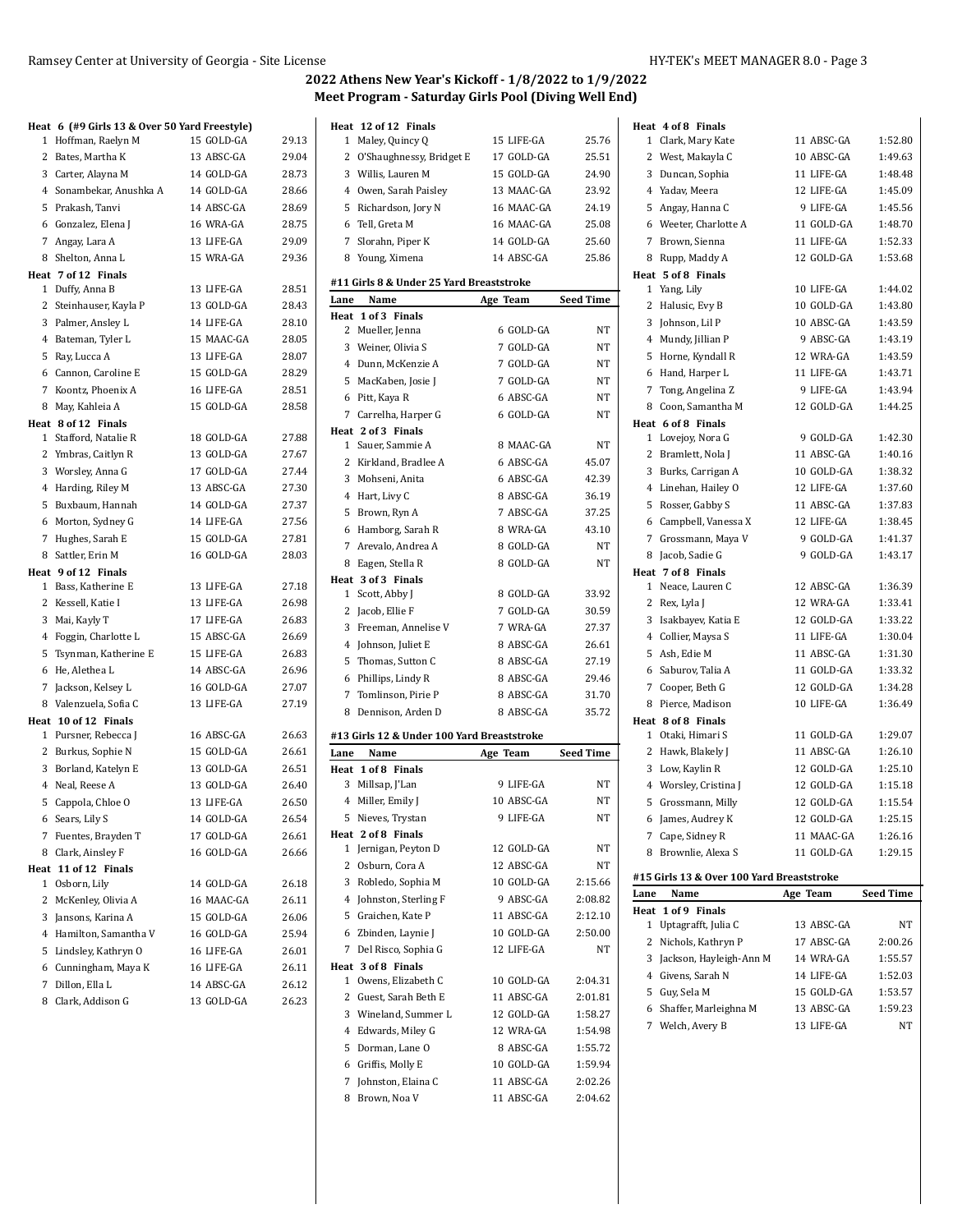## 2022 Athens New Year's Kickoff - 1/8/2022 to 1/9/2022
## Meet Program - Saturday Girls Pool (Diving Well End)

**Heat 6 (#9 Girls 13 & Over 50 Yard Freestyle)**

| Lane | Name | Age | Team | Seed Time |
|---|---|---|---|---|
| 1 | Hoffman, Raelyn M | 15 | GOLD-GA | 29.13 |
| 2 | Bates, Martha K | 13 | ABSC-GA | 29.04 |
| 3 | Carter, Alayna M | 14 | GOLD-GA | 28.73 |
| 4 | Sonambekar, Anushka A | 14 | GOLD-GA | 28.66 |
| 5 | Prakash, Tanvi | 14 | ABSC-GA | 28.69 |
| 6 | Gonzalez, Elena J | 16 | WRA-GA | 28.75 |
| 7 | Angay, Lara A | 13 | LIFE-GA | 29.09 |
| 8 | Shelton, Anna L | 15 | WRA-GA | 29.36 |

**Heat 7 of 12 Finals**

| Lane | Name | Age | Team | Seed Time |
|---|---|---|---|---|
| 1 | Duffy, Anna B | 13 | LIFE-GA | 28.51 |
| 2 | Steinhauser, Kayla P | 13 | GOLD-GA | 28.43 |
| 3 | Palmer, Ansley L | 14 | LIFE-GA | 28.10 |
| 4 | Bateman, Tyler L | 15 | MAAC-GA | 28.05 |
| 5 | Ray, Lucca A | 13 | LIFE-GA | 28.07 |
| 6 | Cannon, Caroline E | 15 | GOLD-GA | 28.29 |
| 7 | Koontz, Phoenix A | 16 | LIFE-GA | 28.51 |
| 8 | May, Kahleia A | 15 | GOLD-GA | 28.58 |

**Heat 8 of 12 Finals**

| Lane | Name | Age | Team | Seed Time |
|---|---|---|---|---|
| 1 | Stafford, Natalie R | 18 | GOLD-GA | 27.88 |
| 2 | Ymbras, Caitlyn R | 13 | GOLD-GA | 27.67 |
| 3 | Worsley, Anna G | 17 | GOLD-GA | 27.44 |
| 4 | Harding, Riley M | 13 | ABSC-GA | 27.30 |
| 5 | Buxbaum, Hannah | 14 | GOLD-GA | 27.37 |
| 6 | Morton, Sydney G | 14 | LIFE-GA | 27.56 |
| 7 | Hughes, Sarah E | 15 | GOLD-GA | 27.81 |
| 8 | Sattler, Erin M | 16 | GOLD-GA | 28.03 |

**Heat 9 of 12 Finals**

| Lane | Name | Age | Team | Seed Time |
|---|---|---|---|---|
| 1 | Bass, Katherine E | 13 | LIFE-GA | 27.18 |
| 2 | Kessell, Katie I | 13 | LIFE-GA | 26.98 |
| 3 | Mai, Kayly T | 17 | LIFE-GA | 26.83 |
| 4 | Foggin, Charlotte L | 15 | ABSC-GA | 26.69 |
| 5 | Tsynman, Katherine E | 15 | LIFE-GA | 26.83 |
| 6 | He, Alethea L | 14 | ABSC-GA | 26.96 |
| 7 | Jackson, Kelsey L | 16 | GOLD-GA | 27.07 |
| 8 | Valenzuela, Sofia C | 13 | LIFE-GA | 27.19 |

**Heat 10 of 12 Finals**

| Lane | Name | Age | Team | Seed Time |
|---|---|---|---|---|
| 1 | Pursner, Rebecca J | 16 | ABSC-GA | 26.63 |
| 2 | Burkus, Sophie N | 15 | GOLD-GA | 26.61 |
| 3 | Borland, Katelyn E | 13 | GOLD-GA | 26.51 |
| 4 | Neal, Reese A | 13 | GOLD-GA | 26.40 |
| 5 | Cappola, Chloe O | 13 | LIFE-GA | 26.50 |
| 6 | Sears, Lily S | 14 | GOLD-GA | 26.54 |
| 7 | Fuentes, Brayden T | 17 | GOLD-GA | 26.61 |
| 8 | Clark, Ainsley F | 16 | GOLD-GA | 26.66 |

**Heat 11 of 12 Finals**

| Lane | Name | Age | Team | Seed Time |
|---|---|---|---|---|
| 1 | Osborn, Lily | 14 | GOLD-GA | 26.18 |
| 2 | McKenley, Olivia A | 16 | MAAC-GA | 26.11 |
| 3 | Jansons, Karina A | 15 | GOLD-GA | 26.06 |
| 4 | Hamilton, Samantha V | 16 | GOLD-GA | 25.94 |
| 5 | Lindsley, Kathryn O | 16 | LIFE-GA | 26.01 |
| 6 | Cunningham, Maya K | 16 | LIFE-GA | 26.11 |
| 7 | Dillon, Ella L | 14 | ABSC-GA | 26.12 |
| 8 | Clark, Addison G | 13 | GOLD-GA | 26.23 |

**Heat 12 of 12 Finals**

| Lane | Name | Age | Team | Seed Time |
|---|---|---|---|---|
| 1 | Maley, Quincy Q | 15 | LIFE-GA | 25.76 |
| 2 | O'Shaughnessy, Bridget E | 17 | GOLD-GA | 25.51 |
| 3 | Willis, Lauren M | 15 | GOLD-GA | 24.90 |
| 4 | Owen, Sarah Paisley | 13 | MAAC-GA | 23.92 |
| 5 | Richardson, Jory N | 16 | MAAC-GA | 24.19 |
| 6 | Tell, Greta M | 16 | MAAC-GA | 25.08 |
| 7 | Slorahn, Piper K | 14 | GOLD-GA | 25.60 |
| 8 | Young, Ximena | 14 | ABSC-GA | 25.86 |

### #11 Girls 8 & Under 25 Yard Breaststroke

**Heat 1 of 3 Finals**

| Lane | Name | Age | Team | Seed Time |
|---|---|---|---|---|
| 2 | Mueller, Jenna | 6 | GOLD-GA | NT |
| 3 | Weiner, Olivia S | 7 | GOLD-GA | NT |
| 4 | Dunn, McKenzie A | 7 | GOLD-GA | NT |
| 5 | MacKaben, Josie J | 7 | GOLD-GA | NT |
| 6 | Pitt, Kaya R | 6 | ABSC-GA | NT |
| 7 | Carrelha, Harper G | 6 | GOLD-GA | NT |

**Heat 2 of 3 Finals**

| Lane | Name | Age | Team | Seed Time |
|---|---|---|---|---|
| 1 | Sauer, Sammie A | 8 | MAAC-GA | NT |
| 2 | Kirkland, Bradlee A | 6 | ABSC-GA | 45.07 |
| 3 | Mohseni, Anita | 6 | ABSC-GA | 42.39 |
| 4 | Hart, Livy C | 8 | ABSC-GA | 36.19 |
| 5 | Brown, Ryn A | 7 | ABSC-GA | 37.25 |
| 6 | Hamborg, Sarah R | 8 | WRA-GA | 43.10 |
| 7 | Arevalo, Andrea A | 8 | GOLD-GA | NT |
| 8 | Eagen, Stella R | 8 | GOLD-GA | NT |

**Heat 3 of 3 Finals**

| Lane | Name | Age | Team | Seed Time |
|---|---|---|---|---|
| 1 | Scott, Abby J | 8 | GOLD-GA | 33.92 |
| 2 | Jacob, Ellie F | 7 | GOLD-GA | 30.59 |
| 3 | Freeman, Annelise V | 7 | WRA-GA | 27.37 |
| 4 | Johnson, Juliet E | 8 | ABSC-GA | 26.61 |
| 5 | Thomas, Sutton C | 8 | ABSC-GA | 27.19 |
| 6 | Phillips, Lindy R | 8 | ABSC-GA | 29.46 |
| 7 | Tomlinson, Pirie P | 8 | ABSC-GA | 31.70 |
| 8 | Dennison, Arden D | 8 | ABSC-GA | 35.72 |

### #13 Girls 12 & Under 100 Yard Breaststroke

**Heat 1 of 8 Finals**

| Lane | Name | Age | Team | Seed Time |
|---|---|---|---|---|
| 3 | Millsap, J'Lan | 9 | LIFE-GA | NT |
| 4 | Miller, Emily J | 10 | ABSC-GA | NT |
| 5 | Nieves, Trystan | 9 | LIFE-GA | NT |

**Heat 2 of 8 Finals**

| Lane | Name | Age | Team | Seed Time |
|---|---|---|---|---|
| 1 | Jernigan, Peyton D | 12 | GOLD-GA | NT |
| 2 | Osburn, Cora A | 12 | ABSC-GA | NT |
| 3 | Robledo, Sophia M | 10 | GOLD-GA | 2:15.66 |
| 4 | Johnston, Sterling F | 9 | ABSC-GA | 2:08.82 |
| 5 | Graichen, Kate P | 11 | ABSC-GA | 2:12.10 |
| 6 | Zbinden, Laynie J | 10 | GOLD-GA | 2:50.00 |
| 7 | Del Risco, Sophia G | 12 | LIFE-GA | NT |

**Heat 3 of 8 Finals**

| Lane | Name | Age | Team | Seed Time |
|---|---|---|---|---|
| 1 | Owens, Elizabeth C | 10 | GOLD-GA | 2:04.31 |
| 2 | Guest, Sarah Beth E | 11 | ABSC-GA | 2:01.81 |
| 3 | Wineland, Summer L | 12 | GOLD-GA | 1:58.27 |
| 4 | Edwards, Miley G | 12 | WRA-GA | 1:54.98 |
| 5 | Dorman, Lane O | 8 | ABSC-GA | 1:55.72 |
| 6 | Griffis, Molly E | 10 | GOLD-GA | 1:59.94 |
| 7 | Johnston, Elaina C | 11 | ABSC-GA | 2:02.26 |
| 8 | Brown, Noa V | 11 | ABSC-GA | 2:04.62 |

**Heat 4 of 8 Finals**

| Lane | Name | Age | Team | Seed Time |
|---|---|---|---|---|
| 1 | Clark, Mary Kate | 11 | ABSC-GA | 1:52.80 |
| 2 | West, Makayla C | 10 | ABSC-GA | 1:49.63 |
| 3 | Duncan, Sophia | 11 | LIFE-GA | 1:48.48 |
| 4 | Yadav, Meera | 12 | LIFE-GA | 1:45.09 |
| 5 | Angay, Hanna C | 9 | LIFE-GA | 1:45.56 |
| 6 | Weeter, Charlotte A | 11 | GOLD-GA | 1:48.70 |
| 7 | Brown, Sienna | 11 | LIFE-GA | 1:52.33 |
| 8 | Rupp, Maddy A | 12 | GOLD-GA | 1:53.68 |

**Heat 5 of 8 Finals**

| Lane | Name | Age | Team | Seed Time |
|---|---|---|---|---|
| 1 | Yang, Lily | 10 | LIFE-GA | 1:44.02 |
| 2 | Halusic, Evy B | 10 | GOLD-GA | 1:43.80 |
| 3 | Johnson, Lil P | 10 | ABSC-GA | 1:43.59 |
| 4 | Mundy, Jillian P | 9 | ABSC-GA | 1:43.19 |
| 5 | Horne, Kyndall R | 12 | WRA-GA | 1:43.59 |
| 6 | Hand, Harper L | 11 | LIFE-GA | 1:43.71 |
| 7 | Tong, Angelina Z | 9 | LIFE-GA | 1:43.94 |
| 8 | Coon, Samantha M | 12 | GOLD-GA | 1:44.25 |

**Heat 6 of 8 Finals**

| Lane | Name | Age | Team | Seed Time |
|---|---|---|---|---|
| 1 | Lovejoy, Nora G | 9 | GOLD-GA | 1:42.30 |
| 2 | Bramlett, Nola J | 11 | ABSC-GA | 1:40.16 |
| 3 | Burks, Carrigan A | 10 | GOLD-GA | 1:38.32 |
| 4 | Linehan, Hailey O | 12 | LIFE-GA | 1:37.60 |
| 5 | Rosser, Gabby S | 11 | ABSC-GA | 1:37.83 |
| 6 | Campbell, Vanessa X | 12 | LIFE-GA | 1:38.45 |
| 7 | Grossmann, Maya V | 9 | GOLD-GA | 1:41.37 |
| 8 | Jacob, Sadie G | 9 | GOLD-GA | 1:43.17 |

**Heat 7 of 8 Finals**

| Lane | Name | Age | Team | Seed Time |
|---|---|---|---|---|
| 1 | Neace, Lauren C | 12 | ABSC-GA | 1:36.39 |
| 2 | Rex, Lyla J | 12 | WRA-GA | 1:33.41 |
| 3 | Isakbayev, Katia E | 12 | GOLD-GA | 1:33.22 |
| 4 | Collier, Maysa S | 11 | LIFE-GA | 1:30.04 |
| 5 | Ash, Edie M | 11 | ABSC-GA | 1:31.30 |
| 6 | Saburov, Talia A | 11 | GOLD-GA | 1:33.32 |
| 7 | Cooper, Beth G | 12 | GOLD-GA | 1:34.28 |
| 8 | Pierce, Madison | 10 | LIFE-GA | 1:36.49 |

**Heat 8 of 8 Finals**

| Lane | Name | Age | Team | Seed Time |
|---|---|---|---|---|
| 1 | Otaki, Himari S | 11 | GOLD-GA | 1:29.07 |
| 2 | Hawk, Blakely J | 11 | ABSC-GA | 1:26.10 |
| 3 | Low, Kaylin R | 12 | GOLD-GA | 1:25.10 |
| 4 | Worsley, Cristina J | 12 | GOLD-GA | 1:15.18 |
| 5 | Grossmann, Milly | 12 | GOLD-GA | 1:15.54 |
| 6 | James, Audrey K | 12 | GOLD-GA | 1:25.15 |
| 7 | Cape, Sidney R | 11 | MAAC-GA | 1:26.16 |
| 8 | Brownlie, Alexa S | 11 | GOLD-GA | 1:29.15 |

### #15 Girls 13 & Over 100 Yard Breaststroke

**Heat 1 of 9 Finals**

| Lane | Name | Age | Team | Seed Time |
|---|---|---|---|---|
| 1 | Uptagrafft, Julia C | 13 | ABSC-GA | NT |
| 2 | Nichols, Kathryn P | 17 | ABSC-GA | 2:00.26 |
| 3 | Jackson, Hayleigh-Ann M | 14 | WRA-GA | 1:55.57 |
| 4 | Givens, Sarah N | 14 | LIFE-GA | 1:52.03 |
| 5 | Guy, Sela M | 15 | GOLD-GA | 1:53.57 |
| 6 | Shaffer, Marleighna M | 13 | ABSC-GA | 1:59.23 |
| 7 | Welch, Avery B | 13 | LIFE-GA | NT |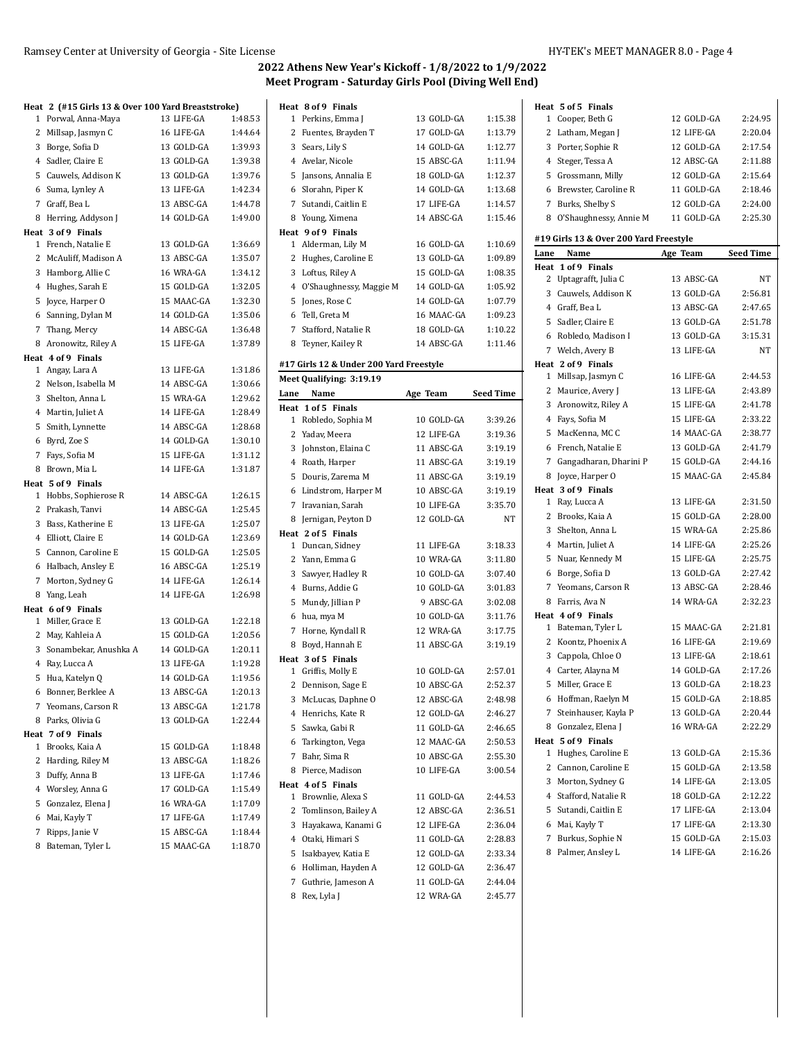## 2022 Athens New Year's Kickoff - 1/8/2022 to 1/9/2022
### Meet Program - Saturday Girls Pool (Diving Well End)

**Heat 2 (#15 Girls 13 & Over 100 Yard Breaststroke)**

| Lane | Name | Age | Team | Seed Time |
|---|---|---|---|---|
| 1 | Porwal, Anna-Maya | 13 | LIFE-GA | 1:48.53 |
| 2 | Millsap, Jasmyn C | 16 | LIFE-GA | 1:44.64 |
| 3 | Borge, Sofia D | 13 | GOLD-GA | 1:39.93 |
| 4 | Sadler, Claire E | 13 | GOLD-GA | 1:39.38 |
| 5 | Cauwels, Addison K | 13 | GOLD-GA | 1:39.76 |
| 6 | Suma, Lynley A | 13 | LIFE-GA | 1:42.34 |
| 7 | Graff, Bea L | 13 | ABSC-GA | 1:44.78 |
| 8 | Herring, Addyson J | 14 | GOLD-GA | 1:49.00 |

**Heat 3 of 9 Finals**

| Lane | Name | Age | Team | Seed Time |
|---|---|---|---|---|
| 1 | French, Natalie E | 13 | GOLD-GA | 1:36.69 |
| 2 | McAuliff, Madison A | 13 | ABSC-GA | 1:35.07 |
| 3 | Hamborg, Allie C | 16 | WRA-GA | 1:34.12 |
| 4 | Hughes, Sarah E | 15 | GOLD-GA | 1:32.05 |
| 5 | Joyce, Harper O | 15 | MAAC-GA | 1:32.30 |
| 6 | Sanning, Dylan M | 14 | GOLD-GA | 1:35.06 |
| 7 | Thang, Mercy | 14 | ABSC-GA | 1:36.48 |
| 8 | Aronowitz, Riley A | 15 | LIFE-GA | 1:37.89 |

**Heat 4 of 9 Finals**

| Lane | Name | Age | Team | Seed Time |
|---|---|---|---|---|
| 1 | Angay, Lara A | 13 | LIFE-GA | 1:31.86 |
| 2 | Nelson, Isabella M | 14 | ABSC-GA | 1:30.66 |
| 3 | Shelton, Anna L | 15 | WRA-GA | 1:29.62 |
| 4 | Martin, Juliet A | 14 | LIFE-GA | 1:28.49 |
| 5 | Smith, Lynnette | 14 | ABSC-GA | 1:28.68 |
| 6 | Byrd, Zoe S | 14 | GOLD-GA | 1:30.10 |
| 7 | Fays, Sofia M | 15 | LIFE-GA | 1:31.12 |
| 8 | Brown, Mia L | 14 | LIFE-GA | 1:31.87 |

**Heat 5 of 9 Finals**

| Lane | Name | Age | Team | Seed Time |
|---|---|---|---|---|
| 1 | Hobbs, Sophierose R | 14 | ABSC-GA | 1:26.15 |
| 2 | Prakash, Tanvi | 14 | ABSC-GA | 1:25.45 |
| 3 | Bass, Katherine E | 13 | LIFE-GA | 1:25.07 |
| 4 | Elliott, Claire E | 14 | GOLD-GA | 1:23.69 |
| 5 | Cannon, Caroline E | 15 | GOLD-GA | 1:25.05 |
| 6 | Halbach, Ansley E | 16 | ABSC-GA | 1:25.19 |
| 7 | Morton, Sydney G | 14 | LIFE-GA | 1:26.14 |
| 8 | Yang, Leah | 14 | LIFE-GA | 1:26.98 |

**Heat 6 of 9 Finals**

| Lane | Name | Age | Team | Seed Time |
|---|---|---|---|---|
| 1 | Miller, Grace E | 13 | GOLD-GA | 1:22.18 |
| 2 | May, Kahleia A | 15 | GOLD-GA | 1:20.56 |
| 3 | Sonambekar, Anushka A | 14 | GOLD-GA | 1:20.11 |
| 4 | Ray, Lucca A | 13 | LIFE-GA | 1:19.28 |
| 5 | Hua, Katelyn Q | 14 | GOLD-GA | 1:19.56 |
| 6 | Bonner, Berklee A | 13 | ABSC-GA | 1:20.13 |
| 7 | Yeomans, Carson R | 13 | ABSC-GA | 1:21.78 |
| 8 | Parks, Olivia G | 13 | GOLD-GA | 1:22.44 |

**Heat 7 of 9 Finals**

| Lane | Name | Age | Team | Seed Time |
|---|---|---|---|---|
| 1 | Brooks, Kaia A | 15 | GOLD-GA | 1:18.48 |
| 2 | Harding, Riley M | 13 | ABSC-GA | 1:18.26 |
| 3 | Duffy, Anna B | 13 | LIFE-GA | 1:17.46 |
| 4 | Worsley, Anna G | 17 | GOLD-GA | 1:15.49 |
| 5 | Gonzalez, Elena J | 16 | WRA-GA | 1:17.09 |
| 6 | Mai, Kayly T | 17 | LIFE-GA | 1:17.49 |
| 7 | Ripps, Janie V | 15 | ABSC-GA | 1:18.44 |
| 8 | Bateman, Tyler L | 15 | MAAC-GA | 1:18.70 |

**Heat 8 of 9 Finals**

| Lane | Name | Age | Team | Seed Time |
|---|---|---|---|---|
| 1 | Perkins, Emma J | 13 | GOLD-GA | 1:15.38 |
| 2 | Fuentes, Brayden T | 17 | GOLD-GA | 1:13.79 |
| 3 | Sears, Lily S | 14 | GOLD-GA | 1:12.77 |
| 4 | Avelar, Nicole | 15 | ABSC-GA | 1:11.94 |
| 5 | Jansons, Annalia E | 18 | GOLD-GA | 1:12.37 |
| 6 | Slorahn, Piper K | 14 | GOLD-GA | 1:13.68 |
| 7 | Sutandi, Caitlin E | 17 | LIFE-GA | 1:14.57 |
| 8 | Young, Ximena | 14 | ABSC-GA | 1:15.46 |

**Heat 9 of 9 Finals**

| Lane | Name | Age | Team | Seed Time |
|---|---|---|---|---|
| 1 | Alderman, Lily M | 16 | GOLD-GA | 1:10.69 |
| 2 | Hughes, Caroline E | 13 | GOLD-GA | 1:09.89 |
| 3 | Loftus, Riley A | 15 | GOLD-GA | 1:08.35 |
| 4 | O'Shaughnessy, Maggie M | 14 | GOLD-GA | 1:05.92 |
| 5 | Jones, Rose C | 14 | GOLD-GA | 1:07.79 |
| 6 | Tell, Greta M | 16 | MAAC-GA | 1:09.23 |
| 7 | Stafford, Natalie R | 18 | GOLD-GA | 1:10.22 |
| 8 | Teyner, Kailey R | 14 | ABSC-GA | 1:11.46 |

### #17 Girls 12 & Under 200 Yard Freestyle

Meet Qualifying: 3:19.19

**Heat 1 of 5 Finals**

| Lane | Name | Age | Team | Seed Time |
|---|---|---|---|---|
| 1 | Robledo, Sophia M | 10 | GOLD-GA | 3:39.26 |
| 2 | Yadav, Meera | 12 | LIFE-GA | 3:19.36 |
| 3 | Johnston, Elaina C | 11 | ABSC-GA | 3:19.19 |
| 4 | Roath, Harper | 11 | ABSC-GA | 3:19.19 |
| 5 | Douris, Zarema M | 11 | ABSC-GA | 3:19.19 |
| 6 | Lindstrom, Harper M | 10 | ABSC-GA | 3:19.19 |
| 7 | Iravanian, Sarah | 10 | LIFE-GA | 3:35.70 |
| 8 | Jernigan, Peyton D | 12 | GOLD-GA | NT |

**Heat 2 of 5 Finals**

| Lane | Name | Age | Team | Seed Time |
|---|---|---|---|---|
| 1 | Duncan, Sidney | 11 | LIFE-GA | 3:18.33 |
| 2 | Yann, Emma G | 10 | WRA-GA | 3:11.80 |
| 3 | Sawyer, Hadley R | 10 | GOLD-GA | 3:07.40 |
| 4 | Burns, Addie G | 10 | GOLD-GA | 3:01.83 |
| 5 | Mundy, Jillian P | 9 | ABSC-GA | 3:02.08 |
| 6 | hua, mya M | 10 | GOLD-GA | 3:11.76 |
| 7 | Horne, Kyndall R | 12 | WRA-GA | 3:17.75 |
| 8 | Boyd, Hannah E | 11 | ABSC-GA | 3:19.19 |

**Heat 3 of 5 Finals**

| Lane | Name | Age | Team | Seed Time |
|---|---|---|---|---|
| 1 | Griffis, Molly E | 10 | GOLD-GA | 2:57.01 |
| 2 | Dennison, Sage E | 10 | ABSC-GA | 2:52.37 |
| 3 | McLucas, Daphne O | 12 | ABSC-GA | 2:48.98 |
| 4 | Henrichs, Kate R | 12 | GOLD-GA | 2:46.27 |
| 5 | Sawka, Gabi R | 11 | GOLD-GA | 2:46.65 |
| 6 | Tarkington, Vega | 12 | MAAC-GA | 2:50.53 |
| 7 | Bahr, Sima R | 10 | ABSC-GA | 2:55.30 |
| 8 | Pierce, Madison | 10 | LIFE-GA | 3:00.54 |

**Heat 4 of 5 Finals**

| Lane | Name | Age | Team | Seed Time |
|---|---|---|---|---|
| 1 | Brownlie, Alexa S | 11 | GOLD-GA | 2:44.53 |
| 2 | Tomlinson, Bailey A | 12 | ABSC-GA | 2:36.51 |
| 3 | Hayakawa, Kanami G | 12 | LIFE-GA | 2:36.04 |
| 4 | Otaki, Himari S | 11 | GOLD-GA | 2:28.83 |
| 5 | Isakbayev, Katia E | 12 | GOLD-GA | 2:33.34 |
| 6 | Holliman, Hayden A | 12 | GOLD-GA | 2:36.47 |
| 7 | Guthrie, Jameson A | 11 | GOLD-GA | 2:44.04 |
| 8 | Rex, Lyla J | 12 | WRA-GA | 2:45.77 |

**Heat 5 of 5 Finals**

| Lane | Name | Age | Team | Seed Time |
|---|---|---|---|---|
| 1 | Cooper, Beth G | 12 | GOLD-GA | 2:24.95 |
| 2 | Latham, Megan J | 12 | LIFE-GA | 2:20.04 |
| 3 | Porter, Sophie R | 12 | GOLD-GA | 2:17.54 |
| 4 | Steger, Tessa A | 12 | ABSC-GA | 2:11.88 |
| 5 | Grossmann, Milly | 12 | GOLD-GA | 2:15.64 |
| 6 | Brewster, Caroline R | 11 | GOLD-GA | 2:18.46 |
| 7 | Burks, Shelby S | 12 | GOLD-GA | 2:24.00 |
| 8 | O'Shaughnessy, Annie M | 11 | GOLD-GA | 2:25.30 |

### #19 Girls 13 & Over 200 Yard Freestyle

**Heat 1 of 9 Finals**

| Lane | Name | Age | Team | Seed Time |
|---|---|---|---|---|
| 2 | Uptagrafft, Julia C | 13 | ABSC-GA | NT |
| 3 | Cauwels, Addison K | 13 | GOLD-GA | 2:56.81 |
| 4 | Graff, Bea L | 13 | ABSC-GA | 2:47.65 |
| 5 | Sadler, Claire E | 13 | GOLD-GA | 2:51.78 |
| 6 | Robledo, Madison I | 13 | GOLD-GA | 3:15.31 |
| 7 | Welch, Avery B | 13 | LIFE-GA | NT |

**Heat 2 of 9 Finals**

| Lane | Name | Age | Team | Seed Time |
|---|---|---|---|---|
| 1 | Millsap, Jasmyn C | 16 | LIFE-GA | 2:44.53 |
| 2 | Maurice, Avery J | 13 | LIFE-GA | 2:43.89 |
| 3 | Aronowitz, Riley A | 15 | LIFE-GA | 2:41.78 |
| 4 | Fays, Sofia M | 15 | LIFE-GA | 2:33.22 |
| 5 | MacKenna, MC C | 14 | MAAC-GA | 2:38.77 |
| 6 | French, Natalie E | 13 | GOLD-GA | 2:41.79 |
| 7 | Gangadharan, Dharini P | 15 | GOLD-GA | 2:44.16 |
| 8 | Joyce, Harper O | 15 | MAAC-GA | 2:45.84 |

**Heat 3 of 9 Finals**

| Lane | Name | Age | Team | Seed Time |
|---|---|---|---|---|
| 1 | Ray, Lucca A | 13 | LIFE-GA | 2:31.50 |
| 2 | Brooks, Kaia A | 15 | GOLD-GA | 2:28.00 |
| 3 | Shelton, Anna L | 15 | WRA-GA | 2:25.86 |
| 4 | Martin, Juliet A | 14 | LIFE-GA | 2:25.26 |
| 5 | Nuar, Kennedy M | 15 | LIFE-GA | 2:25.75 |
| 6 | Borge, Sofia D | 13 | GOLD-GA | 2:27.42 |
| 7 | Yeomans, Carson R | 13 | ABSC-GA | 2:28.46 |
| 8 | Farris, Ava N | 14 | WRA-GA | 2:32.23 |

**Heat 4 of 9 Finals**

| Lane | Name | Age | Team | Seed Time |
|---|---|---|---|---|
| 1 | Bateman, Tyler L | 15 | MAAC-GA | 2:21.81 |
| 2 | Koontz, Phoenix A | 16 | LIFE-GA | 2:19.69 |
| 3 | Cappola, Chloe O | 13 | LIFE-GA | 2:18.61 |
| 4 | Carter, Alayna M | 14 | GOLD-GA | 2:17.26 |
| 5 | Miller, Grace E | 13 | GOLD-GA | 2:18.23 |
| 6 | Hoffman, Raelyn M | 15 | GOLD-GA | 2:18.85 |
| 7 | Steinhauser, Kayla P | 13 | GOLD-GA | 2:20.44 |
| 8 | Gonzalez, Elena J | 16 | WRA-GA | 2:22.29 |

**Heat 5 of 9 Finals**

| Lane | Name | Age | Team | Seed Time |
|---|---|---|---|---|
| 1 | Hughes, Caroline E | 13 | GOLD-GA | 2:15.36 |
| 2 | Cannon, Caroline E | 15 | GOLD-GA | 2:13.58 |
| 3 | Morton, Sydney G | 14 | LIFE-GA | 2:13.05 |
| 4 | Stafford, Natalie R | 18 | GOLD-GA | 2:12.22 |
| 5 | Sutandi, Caitlin E | 17 | LIFE-GA | 2:13.04 |
| 6 | Mai, Kayly T | 17 | LIFE-GA | 2:13.30 |
| 7 | Burkus, Sophie N | 15 | GOLD-GA | 2:15.03 |
| 8 | Palmer, Ansley L | 14 | LIFE-GA | 2:16.26 |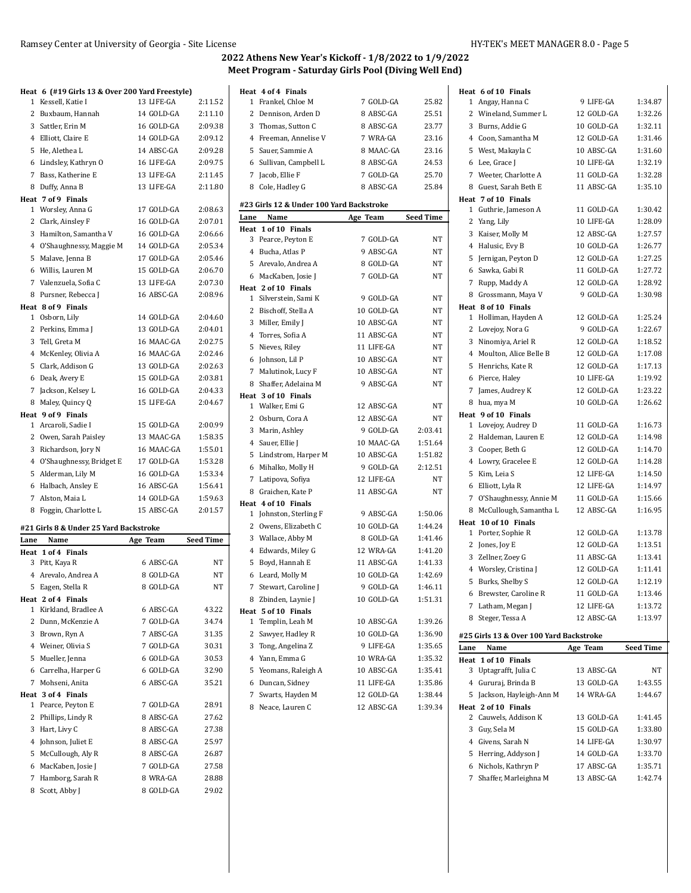## 2022 Athens New Year's Kickoff - 1/8/2022 to 1/9/2022
## Meet Program - Saturday Girls Pool (Diving Well End)

**Heat 6 (#19 Girls 13 & Over 200 Yard Freestyle)**

| Lane | Name | Age | Team | Seed Time |
|---|---|---|---|---|
| 1 | Kessell, Katie I | 13 | LIFE-GA | 2:11.52 |
| 2 | Buxbaum, Hannah | 14 | GOLD-GA | 2:11.10 |
| 3 | Sattler, Erin M | 16 | GOLD-GA | 2:09.38 |
| 4 | Elliott, Claire E | 14 | GOLD-GA | 2:09.12 |
| 5 | He, Alethea L | 14 | ABSC-GA | 2:09.28 |
| 6 | Lindsley, Kathryn O | 16 | LIFE-GA | 2:09.75 |
| 7 | Bass, Katherine E | 13 | LIFE-GA | 2:11.45 |
| 8 | Duffy, Anna B | 13 | LIFE-GA | 2:11.80 |

**Heat 7 of 9 Finals**

| Lane | Name | Age | Team | Seed Time |
|---|---|---|---|---|
| 1 | Worsley, Anna G | 17 | GOLD-GA | 2:08.63 |
| 2 | Clark, Ainsley F | 16 | GOLD-GA | 2:07.01 |
| 3 | Hamilton, Samantha V | 16 | GOLD-GA | 2:06.66 |
| 4 | O'Shaughnessy, Maggie M | 14 | GOLD-GA | 2:05.34 |
| 5 | Malave, Jenna B | 17 | GOLD-GA | 2:05.46 |
| 6 | Willis, Lauren M | 15 | GOLD-GA | 2:06.70 |
| 7 | Valenzuela, Sofia C | 13 | LIFE-GA | 2:07.30 |
| 8 | Pursner, Rebecca J | 16 | ABSC-GA | 2:08.96 |

**Heat 8 of 9 Finals**

| Lane | Name | Age | Team | Seed Time |
|---|---|---|---|---|
| 1 | Osborn, Lily | 14 | GOLD-GA | 2:04.60 |
| 2 | Perkins, Emma J | 13 | GOLD-GA | 2:04.01 |
| 3 | Tell, Greta M | 16 | MAAC-GA | 2:02.75 |
| 4 | McKenley, Olivia A | 16 | MAAC-GA | 2:02.46 |
| 5 | Clark, Addison G | 13 | GOLD-GA | 2:02.63 |
| 6 | Deak, Avery E | 15 | GOLD-GA | 2:03.81 |
| 7 | Jackson, Kelsey L | 16 | GOLD-GA | 2:04.33 |
| 8 | Maley, Quincy Q | 15 | LIFE-GA | 2:04.67 |

**Heat 9 of 9 Finals**

| Lane | Name | Age | Team | Seed Time |
|---|---|---|---|---|
| 1 | Arcaroli, Sadie I | 15 | GOLD-GA | 2:00.99 |
| 2 | Owen, Sarah Paisley | 13 | MAAC-GA | 1:58.35 |
| 3 | Richardson, Jory N | 16 | MAAC-GA | 1:55.01 |
| 4 | O'Shaughnessy, Bridget E | 17 | GOLD-GA | 1:53.28 |
| 5 | Alderman, Lily M | 16 | GOLD-GA | 1:53.34 |
| 6 | Halbach, Ansley E | 16 | ABSC-GA | 1:56.41 |
| 7 | Alston, Maia L | 14 | GOLD-GA | 1:59.63 |
| 8 | Foggin, Charlotte L | 15 | ABSC-GA | 2:01.57 |

### #21 Girls 8 & Under 25 Yard Backstroke

| Lane | Name | Age | Team | Seed Time |
|---|---|---|---|---|
| **Heat 1 of 4 Finals** | | | | |
| 3 | Pitt, Kaya R | 6 | ABSC-GA | NT |
| 4 | Arevalo, Andrea A | 8 | GOLD-GA | NT |
| 5 | Eagen, Stella R | 8 | GOLD-GA | NT |
| **Heat 2 of 4 Finals** | | | | |
| 1 | Kirkland, Bradlee A | 6 | ABSC-GA | 43.22 |
| 2 | Dunn, McKenzie A | 7 | GOLD-GA | 34.74 |
| 3 | Brown, Ryn A | 7 | ABSC-GA | 31.35 |
| 4 | Weiner, Olivia S | 7 | GOLD-GA | 30.31 |
| 5 | Mueller, Jenna | 6 | GOLD-GA | 30.53 |
| 6 | Carrelha, Harper G | 6 | GOLD-GA | 32.90 |
| 7 | Mohseni, Anita | 6 | ABSC-GA | 35.21 |
| **Heat 3 of 4 Finals** | | | | |
| 1 | Pearce, Peyton E | 7 | GOLD-GA | 28.91 |
| 2 | Phillips, Lindy R | 8 | ABSC-GA | 27.62 |
| 3 | Hart, Livy C | 8 | ABSC-GA | 27.38 |
| 4 | Johnson, Juliet E | 8 | ABSC-GA | 25.97 |
| 5 | McCullough, Aly R | 8 | ABSC-GA | 26.87 |
| 6 | MacKaben, Josie J | 7 | GOLD-GA | 27.58 |
| 7 | Hamborg, Sarah R | 8 | WRA-GA | 28.88 |
| 8 | Scott, Abby J | 8 | GOLD-GA | 29.02 |
| **Heat 4 of 4 Finals** | | | | |
| 1 | Frankel, Chloe M | 7 | GOLD-GA | 25.82 |
| 2 | Dennison, Arden D | 8 | ABSC-GA | 25.51 |
| 3 | Thomas, Sutton C | 8 | ABSC-GA | 23.77 |
| 4 | Freeman, Annelise V | 7 | WRA-GA | 23.16 |
| 5 | Sauer, Sammie A | 8 | MAAC-GA | 23.16 |
| 6 | Sullivan, Campbell L | 8 | ABSC-GA | 24.53 |
| 7 | Jacob, Ellie F | 7 | GOLD-GA | 25.70 |
| 8 | Cole, Hadley G | 8 | ABSC-GA | 25.84 |

### #23 Girls 12 & Under 100 Yard Backstroke

| Lane | Name | Age | Team | Seed Time |
|---|---|---|---|---|
| **Heat 1 of 10 Finals** | | | | |
| 3 | Pearce, Peyton E | 7 | GOLD-GA | NT |
| 4 | Bucha, Atlas P | 9 | ABSC-GA | NT |
| 5 | Arevalo, Andrea A | 8 | GOLD-GA | NT |
| 6 | MacKaben, Josie J | 7 | GOLD-GA | NT |
| **Heat 2 of 10 Finals** | | | | |
| 1 | Silverstein, Sami K | 9 | GOLD-GA | NT |
| 2 | Bischoff, Stella A | 10 | GOLD-GA | NT |
| 3 | Miller, Emily J | 10 | ABSC-GA | NT |
| 4 | Torres, Sofia A | 11 | ABSC-GA | NT |
| 5 | Nieves, Riley | 11 | LIFE-GA | NT |
| 6 | Johnson, Lil P | 10 | ABSC-GA | NT |
| 7 | Malutinok, Lucy F | 10 | ABSC-GA | NT |
| 8 | Shaffer, Adelaina M | 9 | ABSC-GA | NT |
| **Heat 3 of 10 Finals** | | | | |
| 1 | Walker, Emi G | 12 | ABSC-GA | NT |
| 2 | Osburn, Cora A | 12 | ABSC-GA | NT |
| 3 | Marin, Ashley | 9 | GOLD-GA | 2:03.41 |
| 4 | Sauer, Ellie J | 10 | MAAC-GA | 1:51.64 |
| 5 | Lindstrom, Harper M | 10 | ABSC-GA | 1:51.82 |
| 6 | Mihalko, Molly H | 9 | GOLD-GA | 2:12.51 |
| 7 | Latipova, Sofiya | 12 | LIFE-GA | NT |
| 8 | Graichen, Kate P | 11 | ABSC-GA | NT |
| **Heat 4 of 10 Finals** | | | | |
| 1 | Johnston, Sterling F | 9 | ABSC-GA | 1:50.06 |
| 2 | Owens, Elizabeth C | 10 | GOLD-GA | 1:44.24 |
| 3 | Wallace, Abby M | 8 | GOLD-GA | 1:41.46 |
| 4 | Edwards, Miley G | 12 | WRA-GA | 1:41.20 |
| 5 | Boyd, Hannah E | 11 | ABSC-GA | 1:41.33 |
| 6 | Leard, Molly M | 10 | GOLD-GA | 1:42.69 |
| 7 | Stewart, Caroline J | 9 | GOLD-GA | 1:46.11 |
| 8 | Zbinden, Laynie J | 10 | GOLD-GA | 1:51.31 |
| **Heat 5 of 10 Finals** | | | | |
| 1 | Templin, Leah M | 10 | ABSC-GA | 1:39.26 |
| 2 | Sawyer, Hadley R | 10 | GOLD-GA | 1:36.90 |
| 3 | Tong, Angelina Z | 9 | LIFE-GA | 1:35.65 |
| 4 | Yann, Emma G | 10 | WRA-GA | 1:35.32 |
| 5 | Yeomans, Raleigh A | 10 | ABSC-GA | 1:35.41 |
| 6 | Duncan, Sidney | 11 | LIFE-GA | 1:35.86 |
| 7 | Swarts, Hayden M | 12 | GOLD-GA | 1:38.44 |
| 8 | Neace, Lauren C | 12 | ABSC-GA | 1:39.34 |
| **Heat 6 of 10 Finals** | | | | |
| 1 | Angay, Hanna C | 9 | LIFE-GA | 1:34.87 |
| 2 | Wineland, Summer L | 12 | GOLD-GA | 1:32.26 |
| 3 | Burns, Addie G | 10 | GOLD-GA | 1:32.11 |
| 4 | Coon, Samantha M | 12 | GOLD-GA | 1:31.46 |
| 5 | West, Makayla C | 10 | ABSC-GA | 1:31.60 |
| 6 | Lee, Grace J | 10 | LIFE-GA | 1:32.19 |
| 7 | Weeter, Charlotte A | 11 | GOLD-GA | 1:32.28 |
| 8 | Guest, Sarah Beth E | 11 | ABSC-GA | 1:35.10 |
| **Heat 7 of 10 Finals** | | | | |
| 1 | Guthrie, Jameson A | 11 | GOLD-GA | 1:30.42 |
| 2 | Yang, Lily | 10 | LIFE-GA | 1:28.09 |
| 3 | Kaiser, Molly M | 12 | ABSC-GA | 1:27.57 |
| 4 | Halusic, Evy B | 10 | GOLD-GA | 1:26.77 |
| 5 | Jernigan, Peyton D | 12 | GOLD-GA | 1:27.25 |
| 6 | Sawka, Gabi R | 11 | GOLD-GA | 1:27.72 |
| 7 | Rupp, Maddy A | 12 | GOLD-GA | 1:28.92 |
| 8 | Grossmann, Maya V | 9 | GOLD-GA | 1:30.98 |
| **Heat 8 of 10 Finals** | | | | |
| 1 | Holliman, Hayden A | 12 | GOLD-GA | 1:25.24 |
| 2 | Lovejoy, Nora G | 9 | GOLD-GA | 1:22.67 |
| 3 | Ninomiya, Ariel R | 12 | GOLD-GA | 1:18.52 |
| 4 | Moulton, Alice Belle B | 12 | GOLD-GA | 1:17.08 |
| 5 | Henrichs, Kate R | 12 | GOLD-GA | 1:17.13 |
| 6 | Pierce, Haley | 10 | LIFE-GA | 1:19.92 |
| 7 | James, Audrey K | 12 | GOLD-GA | 1:23.22 |
| 8 | hua, mya M | 10 | GOLD-GA | 1:26.62 |
| **Heat 9 of 10 Finals** | | | | |
| 1 | Lovejoy, Audrey D | 11 | GOLD-GA | 1:16.73 |
| 2 | Haldeman, Lauren E | 12 | GOLD-GA | 1:14.98 |
| 3 | Cooper, Beth G | 12 | GOLD-GA | 1:14.70 |
| 4 | Lowry, Gracelee E | 12 | GOLD-GA | 1:14.28 |
| 5 | Kim, Leia S | 12 | LIFE-GA | 1:14.50 |
| 6 | Elliott, Lyla R | 12 | LIFE-GA | 1:14.97 |
| 7 | O'Shaughnessy, Annie M | 11 | GOLD-GA | 1:15.66 |
| 8 | McCullough, Samantha L | 12 | ABSC-GA | 1:16.95 |
| **Heat 10 of 10 Finals** | | | | |
| 1 | Porter, Sophie R | 12 | GOLD-GA | 1:13.78 |
| 2 | Jones, Joy E | 12 | GOLD-GA | 1:13.51 |
| 3 | Zellner, Zoey G | 11 | ABSC-GA | 1:13.41 |
| 4 | Worsley, Cristina J | 12 | GOLD-GA | 1:11.41 |
| 5 | Burks, Shelby S | 12 | GOLD-GA | 1:12.19 |
| 6 | Brewster, Caroline R | 11 | GOLD-GA | 1:13.46 |
| 7 | Latham, Megan J | 12 | LIFE-GA | 1:13.72 |
| 8 | Steger, Tessa A | 12 | ABSC-GA | 1:13.97 |

### #25 Girls 13 & Over 100 Yard Backstroke

| Lane | Name | Age | Team | Seed Time |
|---|---|---|---|---|
| **Heat 1 of 10 Finals** | | | | |
| 3 | Uptagrafft, Julia C | 13 | ABSC-GA | NT |
| 4 | Gururaj, Brinda B | 13 | GOLD-GA | 1:43.55 |
| 5 | Jackson, Hayleigh-Ann M | 14 | WRA-GA | 1:44.67 |
| **Heat 2 of 10 Finals** | | | | |
| 2 | Cauwels, Addison K | 13 | GOLD-GA | 1:41.45 |
| 3 | Guy, Sela M | 15 | GOLD-GA | 1:33.80 |
| 4 | Givens, Sarah N | 14 | LIFE-GA | 1:30.97 |
| 5 | Herring, Addyson J | 14 | GOLD-GA | 1:33.70 |
| 6 | Nichols, Kathryn P | 17 | ABSC-GA | 1:35.71 |
| 7 | Shaffer, Marleighna M | 13 | ABSC-GA | 1:42.74 |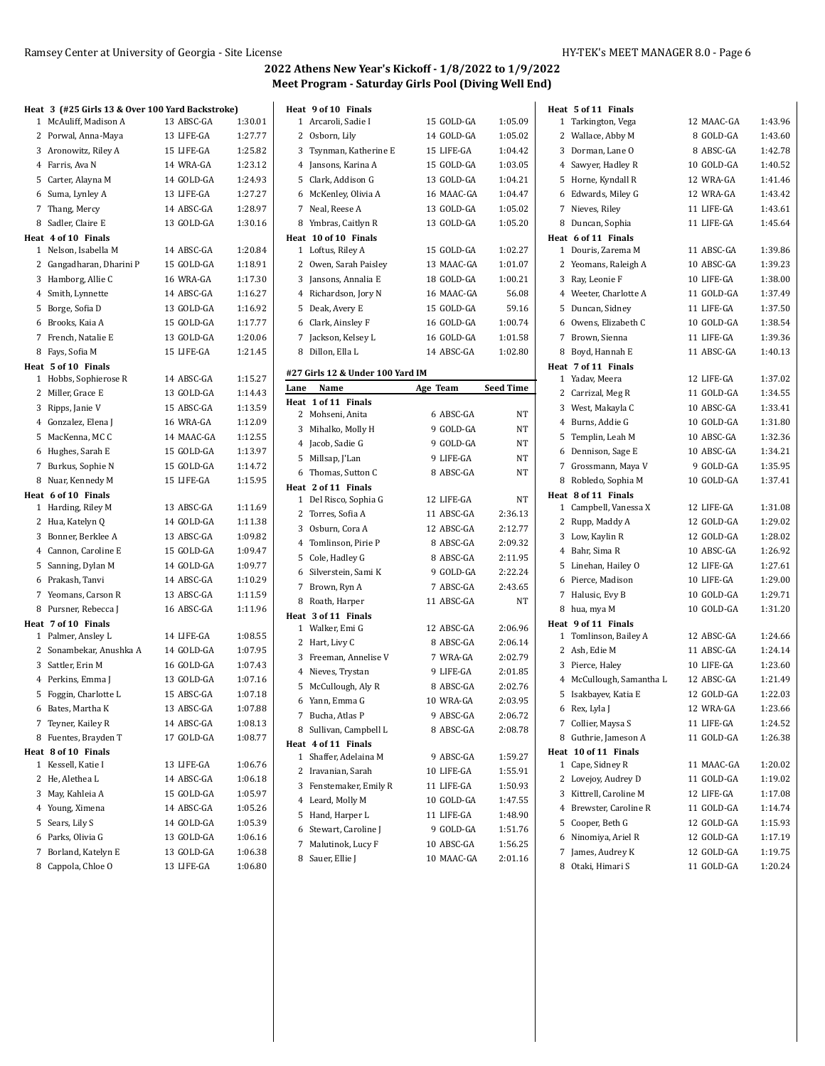## 2022 Athens New Year's Kickoff - 1/8/2022 to 1/9/2022
### Meet Program - Saturday Girls Pool (Diving Well End)

**Heat 3 (#25 Girls 13 & Over 100 Yard Backstroke)**

| Lane | Name | Age | Team | Seed Time |
|---|---|---|---|---|
| 1 | McAuliff, Madison A | 13 | ABSC-GA | 1:30.01 |
| 2 | Porwal, Anna-Maya | 13 | LIFE-GA | 1:27.77 |
| 3 | Aronowitz, Riley A | 15 | LIFE-GA | 1:25.82 |
| 4 | Farris, Ava N | 14 | WRA-GA | 1:23.12 |
| 5 | Carter, Alayna M | 14 | GOLD-GA | 1:24.93 |
| 6 | Suma, Lynley A | 13 | LIFE-GA | 1:27.27 |
| 7 | Thang, Mercy | 14 | ABSC-GA | 1:28.97 |
| 8 | Sadler, Claire E | 13 | GOLD-GA | 1:30.16 |

**Heat 4 of 10 Finals**

| Lane | Name | Age | Team | Seed Time |
|---|---|---|---|---|
| 1 | Nelson, Isabella M | 14 | ABSC-GA | 1:20.84 |
| 2 | Gangadharan, Dharini P | 15 | GOLD-GA | 1:18.91 |
| 3 | Hamborg, Allie C | 16 | WRA-GA | 1:17.30 |
| 4 | Smith, Lynnette | 14 | ABSC-GA | 1:16.27 |
| 5 | Borge, Sofia D | 13 | GOLD-GA | 1:16.92 |
| 6 | Brooks, Kaia A | 15 | GOLD-GA | 1:17.77 |
| 7 | French, Natalie E | 13 | GOLD-GA | 1:20.06 |
| 8 | Fays, Sofia M | 15 | LIFE-GA | 1:21.45 |

**Heat 5 of 10 Finals**

| Lane | Name | Age | Team | Seed Time |
|---|---|---|---|---|
| 1 | Hobbs, Sophierose R | 14 | ABSC-GA | 1:15.27 |
| 2 | Miller, Grace E | 13 | GOLD-GA | 1:14.43 |
| 3 | Ripps, Janie V | 15 | ABSC-GA | 1:13.59 |
| 4 | Gonzalez, Elena J | 16 | WRA-GA | 1:12.09 |
| 5 | MacKenna, MC C | 14 | MAAC-GA | 1:12.55 |
| 6 | Hughes, Sarah E | 15 | GOLD-GA | 1:13.97 |
| 7 | Burkus, Sophie N | 15 | GOLD-GA | 1:14.72 |
| 8 | Nuar, Kennedy M | 15 | LIFE-GA | 1:15.95 |

**Heat 6 of 10 Finals**

| Lane | Name | Age | Team | Seed Time |
|---|---|---|---|---|
| 1 | Harding, Riley M | 13 | ABSC-GA | 1:11.69 |
| 2 | Hua, Katelyn Q | 14 | GOLD-GA | 1:11.38 |
| 3 | Bonner, Berklee A | 13 | ABSC-GA | 1:09.82 |
| 4 | Cannon, Caroline E | 15 | GOLD-GA | 1:09.47 |
| 5 | Sanning, Dylan M | 14 | GOLD-GA | 1:09.77 |
| 6 | Prakash, Tanvi | 14 | ABSC-GA | 1:10.29 |
| 7 | Yeomans, Carson R | 13 | ABSC-GA | 1:11.59 |
| 8 | Pursner, Rebecca J | 16 | ABSC-GA | 1:11.96 |

**Heat 7 of 10 Finals**

| Lane | Name | Age | Team | Seed Time |
|---|---|---|---|---|
| 1 | Palmer, Ansley L | 14 | LIFE-GA | 1:08.55 |
| 2 | Sonambekar, Anushka A | 14 | GOLD-GA | 1:07.95 |
| 3 | Sattler, Erin M | 16 | GOLD-GA | 1:07.43 |
| 4 | Perkins, Emma J | 13 | GOLD-GA | 1:07.16 |
| 5 | Foggin, Charlotte L | 15 | ABSC-GA | 1:07.18 |
| 6 | Bates, Martha K | 13 | ABSC-GA | 1:07.88 |
| 7 | Teyner, Kailey R | 14 | ABSC-GA | 1:08.13 |
| 8 | Fuentes, Brayden T | 17 | GOLD-GA | 1:08.77 |

**Heat 8 of 10 Finals**

| Lane | Name | Age | Team | Seed Time |
|---|---|---|---|---|
| 1 | Kessell, Katie I | 13 | LIFE-GA | 1:06.76 |
| 2 | He, Alethea L | 14 | ABSC-GA | 1:06.18 |
| 3 | May, Kahleia A | 15 | GOLD-GA | 1:05.97 |
| 4 | Young, Ximena | 14 | ABSC-GA | 1:05.26 |
| 5 | Sears, Lily S | 14 | GOLD-GA | 1:05.39 |
| 6 | Parks, Olivia G | 13 | GOLD-GA | 1:06.16 |
| 7 | Borland, Katelyn E | 13 | GOLD-GA | 1:06.38 |
| 8 | Cappola, Chloe O | 13 | LIFE-GA | 1:06.80 |

**Heat 9 of 10 Finals**

| Lane | Name | Age | Team | Seed Time |
|---|---|---|---|---|
| 1 | Arcaroli, Sadie I | 15 | GOLD-GA | 1:05.09 |
| 2 | Osborn, Lily | 14 | GOLD-GA | 1:05.02 |
| 3 | Tsynman, Katherine E | 15 | LIFE-GA | 1:04.42 |
| 4 | Jansons, Karina A | 15 | GOLD-GA | 1:03.05 |
| 5 | Clark, Addison G | 13 | GOLD-GA | 1:04.21 |
| 6 | McKenley, Olivia A | 16 | MAAC-GA | 1:04.47 |
| 7 | Neal, Reese A | 13 | GOLD-GA | 1:05.02 |
| 8 | Ymbras, Caitlyn R | 13 | GOLD-GA | 1:05.20 |

**Heat 10 of 10 Finals**

| Lane | Name | Age | Team | Seed Time |
|---|---|---|---|---|
| 1 | Loftus, Riley A | 15 | GOLD-GA | 1:02.27 |
| 2 | Owen, Sarah Paisley | 13 | MAAC-GA | 1:01.07 |
| 3 | Jansons, Annalia E | 18 | GOLD-GA | 1:00.21 |
| 4 | Richardson, Jory N | 16 | MAAC-GA | 56.08 |
| 5 | Deak, Avery E | 15 | GOLD-GA | 59.16 |
| 6 | Clark, Ainsley F | 16 | GOLD-GA | 1:00.74 |
| 7 | Jackson, Kelsey L | 16 | GOLD-GA | 1:01.58 |
| 8 | Dillon, Ella L | 14 | ABSC-GA | 1:02.80 |

### #27 Girls 12 & Under 100 Yard IM

**Heat 1 of 11 Finals**

| Lane | Name | Age | Team | Seed Time |
|---|---|---|---|---|
| 2 | Mohseni, Anita | 6 | ABSC-GA | NT |
| 3 | Mihalko, Molly H | 9 | GOLD-GA | NT |
| 4 | Jacob, Sadie G | 9 | GOLD-GA | NT |
| 5 | Millsap, J'Lan | 9 | LIFE-GA | NT |
| 6 | Thomas, Sutton C | 8 | ABSC-GA | NT |

**Heat 2 of 11 Finals**

| Lane | Name | Age | Team | Seed Time |
|---|---|---|---|---|
| 1 | Del Risco, Sophia G | 12 | LIFE-GA | NT |
| 2 | Torres, Sofia A | 11 | ABSC-GA | 2:36.13 |
| 3 | Osburn, Cora A | 12 | ABSC-GA | 2:12.77 |
| 4 | Tomlinson, Pirie P | 8 | ABSC-GA | 2:09.32 |
| 5 | Cole, Hadley G | 8 | ABSC-GA | 2:11.95 |
| 6 | Silverstein, Sami K | 9 | GOLD-GA | 2:22.24 |
| 7 | Brown, Ryn A | 7 | ABSC-GA | 2:43.65 |
| 8 | Roath, Harper | 11 | ABSC-GA | NT |

**Heat 3 of 11 Finals**

| Lane | Name | Age | Team | Seed Time |
|---|---|---|---|---|
| 1 | Walker, Emi G | 12 | ABSC-GA | 2:06.96 |
| 2 | Hart, Livy C | 8 | ABSC-GA | 2:06.14 |
| 3 | Freeman, Annelise V | 7 | WRA-GA | 2:02.79 |
| 4 | Nieves, Trystan | 9 | LIFE-GA | 2:01.85 |
| 5 | McCullough, Aly R | 8 | ABSC-GA | 2:02.76 |
| 6 | Yann, Emma G | 10 | WRA-GA | 2:03.95 |
| 7 | Bucha, Atlas P | 9 | ABSC-GA | 2:06.72 |
| 8 | Sullivan, Campbell L | 8 | ABSC-GA | 2:08.78 |

**Heat 4 of 11 Finals**

| Lane | Name | Age | Team | Seed Time |
|---|---|---|---|---|
| 1 | Shaffer, Adelaina M | 9 | ABSC-GA | 1:59.27 |
| 2 | Iravanian, Sarah | 10 | LIFE-GA | 1:55.91 |
| 3 | Fenstemaker, Emily R | 11 | LIFE-GA | 1:50.93 |
| 4 | Leard, Molly M | 10 | GOLD-GA | 1:47.55 |
| 5 | Hand, Harper L | 11 | LIFE-GA | 1:48.90 |
| 6 | Stewart, Caroline J | 9 | GOLD-GA | 1:51.76 |
| 7 | Malutinok, Lucy F | 10 | ABSC-GA | 1:56.25 |
| 8 | Sauer, Ellie J | 10 | MAAC-GA | 2:01.16 |

**Heat 5 of 11 Finals**

| Lane | Name | Age | Team | Seed Time |
|---|---|---|---|---|
| 1 | Tarkington, Vega | 12 | MAAC-GA | 1:43.96 |
| 2 | Wallace, Abby M | 8 | GOLD-GA | 1:43.60 |
| 3 | Dorman, Lane O | 8 | ABSC-GA | 1:42.78 |
| 4 | Sawyer, Hadley R | 10 | GOLD-GA | 1:40.52 |
| 5 | Horne, Kyndall R | 12 | WRA-GA | 1:41.46 |
| 6 | Edwards, Miley G | 12 | WRA-GA | 1:43.42 |
| 7 | Nieves, Riley | 11 | LIFE-GA | 1:43.61 |
| 8 | Duncan, Sophia | 11 | LIFE-GA | 1:45.64 |

**Heat 6 of 11 Finals**

| Lane | Name | Age | Team | Seed Time |
|---|---|---|---|---|
| 1 | Douris, Zarema M | 11 | ABSC-GA | 1:39.86 |
| 2 | Yeomans, Raleigh A | 10 | ABSC-GA | 1:39.23 |
| 3 | Ray, Leonie F | 10 | LIFE-GA | 1:38.00 |
| 4 | Weeter, Charlotte A | 11 | GOLD-GA | 1:37.49 |
| 5 | Duncan, Sidney | 11 | LIFE-GA | 1:37.50 |
| 6 | Owens, Elizabeth C | 10 | GOLD-GA | 1:38.54 |
| 7 | Brown, Sienna | 11 | LIFE-GA | 1:39.36 |
| 8 | Boyd, Hannah E | 11 | ABSC-GA | 1:40.13 |

**Heat 7 of 11 Finals**

| Lane | Name | Age | Team | Seed Time |
|---|---|---|---|---|
| 1 | Yadav, Meera | 12 | LIFE-GA | 1:37.02 |
| 2 | Carrizal, Meg R | 11 | GOLD-GA | 1:34.55 |
| 3 | West, Makayla C | 10 | ABSC-GA | 1:33.41 |
| 4 | Burns, Addie G | 10 | GOLD-GA | 1:31.80 |
| 5 | Templin, Leah M | 10 | ABSC-GA | 1:32.36 |
| 6 | Dennison, Sage E | 10 | ABSC-GA | 1:34.21 |
| 7 | Grossmann, Maya V | 9 | GOLD-GA | 1:35.95 |
| 8 | Robledo, Sophia M | 10 | GOLD-GA | 1:37.41 |

**Heat 8 of 11 Finals**

| Lane | Name | Age | Team | Seed Time |
|---|---|---|---|---|
| 1 | Campbell, Vanessa X | 12 | LIFE-GA | 1:31.08 |
| 2 | Rupp, Maddy A | 12 | GOLD-GA | 1:29.02 |
| 3 | Low, Kaylin R | 12 | GOLD-GA | 1:28.02 |
| 4 | Bahr, Sima R | 10 | ABSC-GA | 1:26.92 |
| 5 | Linehan, Hailey O | 12 | LIFE-GA | 1:27.61 |
| 6 | Pierce, Madison | 10 | LIFE-GA | 1:29.00 |
| 7 | Halusic, Evy B | 10 | GOLD-GA | 1:29.71 |
| 8 | hua, mya M | 10 | GOLD-GA | 1:31.20 |

**Heat 9 of 11 Finals**

| Lane | Name | Age | Team | Seed Time |
|---|---|---|---|---|
| 1 | Tomlinson, Bailey A | 12 | ABSC-GA | 1:24.66 |
| 2 | Ash, Edie M | 11 | ABSC-GA | 1:24.14 |
| 3 | Pierce, Haley | 10 | LIFE-GA | 1:23.60 |
| 4 | McCullough, Samantha L | 12 | ABSC-GA | 1:21.49 |
| 5 | Isakbayev, Katia E | 12 | GOLD-GA | 1:22.03 |
| 6 | Rex, Lyla J | 12 | WRA-GA | 1:23.66 |
| 7 | Collier, Maysa S | 11 | LIFE-GA | 1:24.52 |
| 8 | Guthrie, Jameson A | 11 | GOLD-GA | 1:26.38 |

**Heat 10 of 11 Finals**

| Lane | Name | Age | Team | Seed Time |
|---|---|---|---|---|
| 1 | Cape, Sidney R | 11 | MAAC-GA | 1:20.02 |
| 2 | Lovejoy, Audrey D | 11 | GOLD-GA | 1:19.02 |
| 3 | Kittrell, Caroline M | 12 | LIFE-GA | 1:17.08 |
| 4 | Brewster, Caroline R | 11 | GOLD-GA | 1:14.74 |
| 5 | Cooper, Beth G | 12 | GOLD-GA | 1:15.93 |
| 6 | Ninomiya, Ariel R | 12 | GOLD-GA | 1:17.19 |
| 7 | James, Audrey K | 12 | GOLD-GA | 1:19.75 |
| 8 | Otaki, Himari S | 11 | GOLD-GA | 1:20.24 |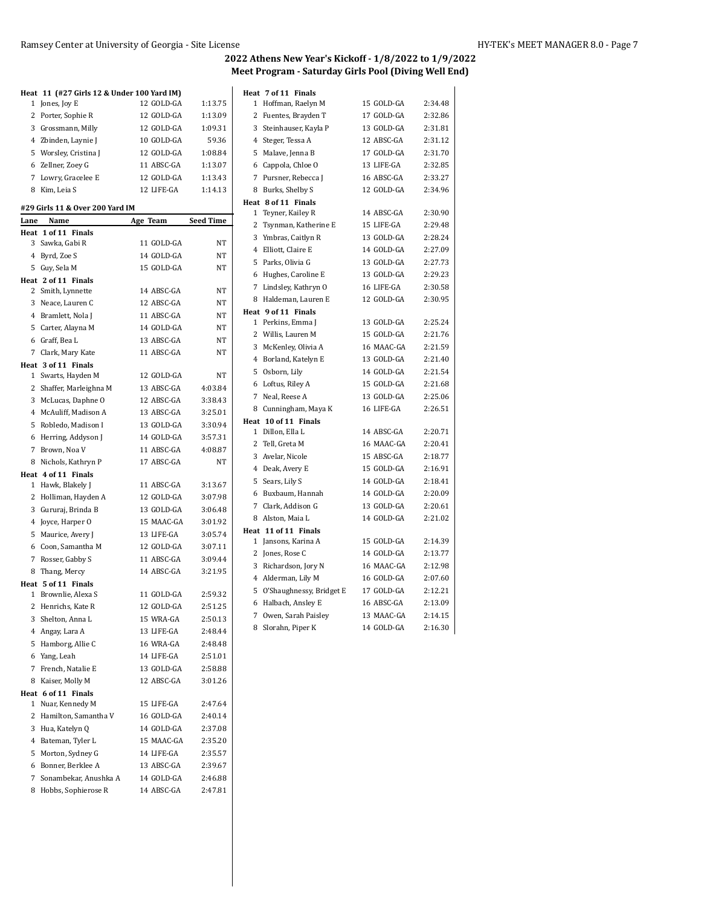## 2022 Athens New Year's Kickoff - 1/8/2022 to 1/9/2022
## Meet Program - Saturday Girls Pool (Diving Well End)

**Heat 11 (#27 Girls 12 & Under 100 Yard IM)**

| Lane | Name | Age | Team | Seed Time |
|---|---|---|---|---|
| 1 | Jones, Joy E | 12 | GOLD-GA | 1:13.75 |
| 2 | Porter, Sophie R | 12 | GOLD-GA | 1:13.09 |
| 3 | Grossmann, Milly | 12 | GOLD-GA | 1:09.31 |
| 4 | Zbinden, Laynie J | 10 | GOLD-GA | 59.36 |
| 5 | Worsley, Cristina J | 12 | GOLD-GA | 1:08.84 |
| 6 | Zellner, Zoey G | 11 | ABSC-GA | 1:13.07 |
| 7 | Lowry, Gracelee E | 12 | GOLD-GA | 1:13.43 |
| 8 | Kim, Leia S | 12 | LIFE-GA | 1:14.13 |

**#29 Girls 11 & Over 200 Yard IM**

| Lane | Name | Age | Team | Seed Time |
|---|---|---|---|---|
| **Heat 1 of 11 Finals** | | | | |
| 3 | Sawka, Gabi R | 11 | GOLD-GA | NT |
| 4 | Byrd, Zoe S | 14 | GOLD-GA | NT |
| 5 | Guy, Sela M | 15 | GOLD-GA | NT |
| **Heat 2 of 11 Finals** | | | | |
| 2 | Smith, Lynnette | 14 | ABSC-GA | NT |
| 3 | Neace, Lauren C | 12 | ABSC-GA | NT |
| 4 | Bramlett, Nola J | 11 | ABSC-GA | NT |
| 5 | Carter, Alayna M | 14 | GOLD-GA | NT |
| 6 | Graff, Bea L | 13 | ABSC-GA | NT |
| 7 | Clark, Mary Kate | 11 | ABSC-GA | NT |
| **Heat 3 of 11 Finals** | | | | |
| 1 | Swarts, Hayden M | 12 | GOLD-GA | NT |
| 2 | Shaffer, Marleighna M | 13 | ABSC-GA | 4:03.84 |
| 3 | McLucas, Daphne O | 12 | ABSC-GA | 3:38.43 |
| 4 | McAuliff, Madison A | 13 | ABSC-GA | 3:25.01 |
| 5 | Robledo, Madison I | 13 | GOLD-GA | 3:30.94 |
| 6 | Herring, Addyson J | 14 | GOLD-GA | 3:57.31 |
| 7 | Brown, Noa V | 11 | ABSC-GA | 4:08.87 |
| 8 | Nichols, Kathryn P | 17 | ABSC-GA | NT |
| **Heat 4 of 11 Finals** | | | | |
| 1 | Hawk, Blakely J | 11 | ABSC-GA | 3:13.67 |
| 2 | Holliman, Hayden A | 12 | GOLD-GA | 3:07.98 |
| 3 | Gururaj, Brinda B | 13 | GOLD-GA | 3:06.48 |
| 4 | Joyce, Harper O | 15 | MAAC-GA | 3:01.92 |
| 5 | Maurice, Avery J | 13 | LIFE-GA | 3:05.74 |
| 6 | Coon, Samantha M | 12 | GOLD-GA | 3:07.11 |
| 7 | Rosser, Gabby S | 11 | ABSC-GA | 3:09.44 |
| 8 | Thang, Mercy | 14 | ABSC-GA | 3:21.95 |
| **Heat 5 of 11 Finals** | | | | |
| 1 | Brownlie, Alexa S | 11 | GOLD-GA | 2:59.32 |
| 2 | Henrichs, Kate R | 12 | GOLD-GA | 2:51.25 |
| 3 | Shelton, Anna L | 15 | WRA-GA | 2:50.13 |
| 4 | Angay, Lara A | 13 | LIFE-GA | 2:48.44 |
| 5 | Hamborg, Allie C | 16 | WRA-GA | 2:48.48 |
| 6 | Yang, Leah | 14 | LIFE-GA | 2:51.01 |
| 7 | French, Natalie E | 13 | GOLD-GA | 2:58.88 |
| 8 | Kaiser, Molly M | 12 | ABSC-GA | 3:01.26 |
| **Heat 6 of 11 Finals** | | | | |
| 1 | Nuar, Kennedy M | 15 | LIFE-GA | 2:47.64 |
| 2 | Hamilton, Samantha V | 16 | GOLD-GA | 2:40.14 |
| 3 | Hua, Katelyn Q | 14 | GOLD-GA | 2:37.08 |
| 4 | Bateman, Tyler L | 15 | MAAC-GA | 2:35.20 |
| 5 | Morton, Sydney G | 14 | LIFE-GA | 2:35.57 |
| 6 | Bonner, Berklee A | 13 | ABSC-GA | 2:39.67 |
| 7 | Sonambekar, Anushka A | 14 | GOLD-GA | 2:46.88 |
| 8 | Hobbs, Sophierose R | 14 | ABSC-GA | 2:47.81 |
| **Heat 7 of 11 Finals** | | | | |
| 1 | Hoffman, Raelyn M | 15 | GOLD-GA | 2:34.48 |
| 2 | Fuentes, Brayden T | 17 | GOLD-GA | 2:32.86 |
| 3 | Steinhauser, Kayla P | 13 | GOLD-GA | 2:31.81 |
| 4 | Steger, Tessa A | 12 | ABSC-GA | 2:31.12 |
| 5 | Malave, Jenna B | 17 | GOLD-GA | 2:31.70 |
| 6 | Cappola, Chloe O | 13 | LIFE-GA | 2:32.85 |
| 7 | Pursner, Rebecca J | 16 | ABSC-GA | 2:33.27 |
| 8 | Burks, Shelby S | 12 | GOLD-GA | 2:34.96 |
| **Heat 8 of 11 Finals** | | | | |
| 1 | Teyner, Kailey R | 14 | ABSC-GA | 2:30.90 |
| 2 | Tsynman, Katherine E | 15 | LIFE-GA | 2:29.48 |
| 3 | Ymbras, Caitlyn R | 13 | GOLD-GA | 2:28.24 |
| 4 | Elliott, Claire E | 14 | GOLD-GA | 2:27.09 |
| 5 | Parks, Olivia G | 13 | GOLD-GA | 2:27.73 |
| 6 | Hughes, Caroline E | 13 | GOLD-GA | 2:29.23 |
| 7 | Lindsley, Kathryn O | 16 | LIFE-GA | 2:30.58 |
| 8 | Haldeman, Lauren E | 12 | GOLD-GA | 2:30.95 |
| **Heat 9 of 11 Finals** | | | | |
| 1 | Perkins, Emma J | 13 | GOLD-GA | 2:25.24 |
| 2 | Willis, Lauren M | 15 | GOLD-GA | 2:21.76 |
| 3 | McKenley, Olivia A | 16 | MAAC-GA | 2:21.59 |
| 4 | Borland, Katelyn E | 13 | GOLD-GA | 2:21.40 |
| 5 | Osborn, Lily | 14 | GOLD-GA | 2:21.54 |
| 6 | Loftus, Riley A | 15 | GOLD-GA | 2:21.68 |
| 7 | Neal, Reese A | 13 | GOLD-GA | 2:25.06 |
| 8 | Cunningham, Maya K | 16 | LIFE-GA | 2:26.51 |
| **Heat 10 of 11 Finals** | | | | |
| 1 | Dillon, Ella L | 14 | ABSC-GA | 2:20.71 |
| 2 | Tell, Greta M | 16 | MAAC-GA | 2:20.41 |
| 3 | Avelar, Nicole | 15 | ABSC-GA | 2:18.77 |
| 4 | Deak, Avery E | 15 | GOLD-GA | 2:16.91 |
| 5 | Sears, Lily S | 14 | GOLD-GA | 2:18.41 |
| 6 | Buxbaum, Hannah | 14 | GOLD-GA | 2:20.09 |
| 7 | Clark, Addison G | 13 | GOLD-GA | 2:20.61 |
| 8 | Alston, Maia L | 14 | GOLD-GA | 2:21.02 |
| **Heat 11 of 11 Finals** | | | | |
| 1 | Jansons, Karina A | 15 | GOLD-GA | 2:14.39 |
| 2 | Jones, Rose C | 14 | GOLD-GA | 2:13.77 |
| 3 | Richardson, Jory N | 16 | MAAC-GA | 2:12.98 |
| 4 | Alderman, Lily M | 16 | GOLD-GA | 2:07.60 |
| 5 | O'Shaughnessy, Bridget E | 17 | GOLD-GA | 2:12.21 |
| 6 | Halbach, Ansley E | 16 | ABSC-GA | 2:13.09 |
| 7 | Owen, Sarah Paisley | 13 | MAAC-GA | 2:14.15 |
| 8 | Slorahn, Piper K | 14 | GOLD-GA | 2:16.30 |